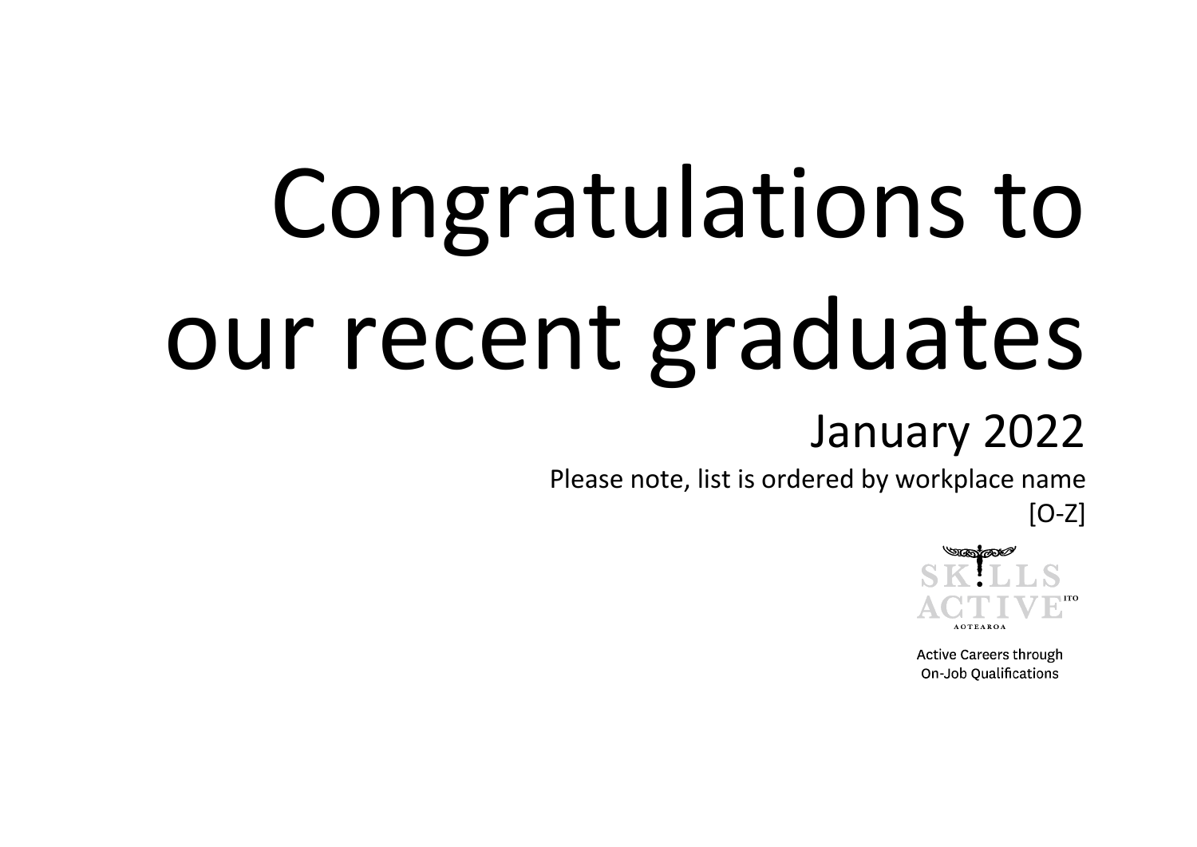# Congratulations to our recent graduates

## January 2022

Please note, list is ordered by workplace name [O-Z]

SKILLS ACTIVE AOTEAROA ITO

Active Careers through On-Job Qualifications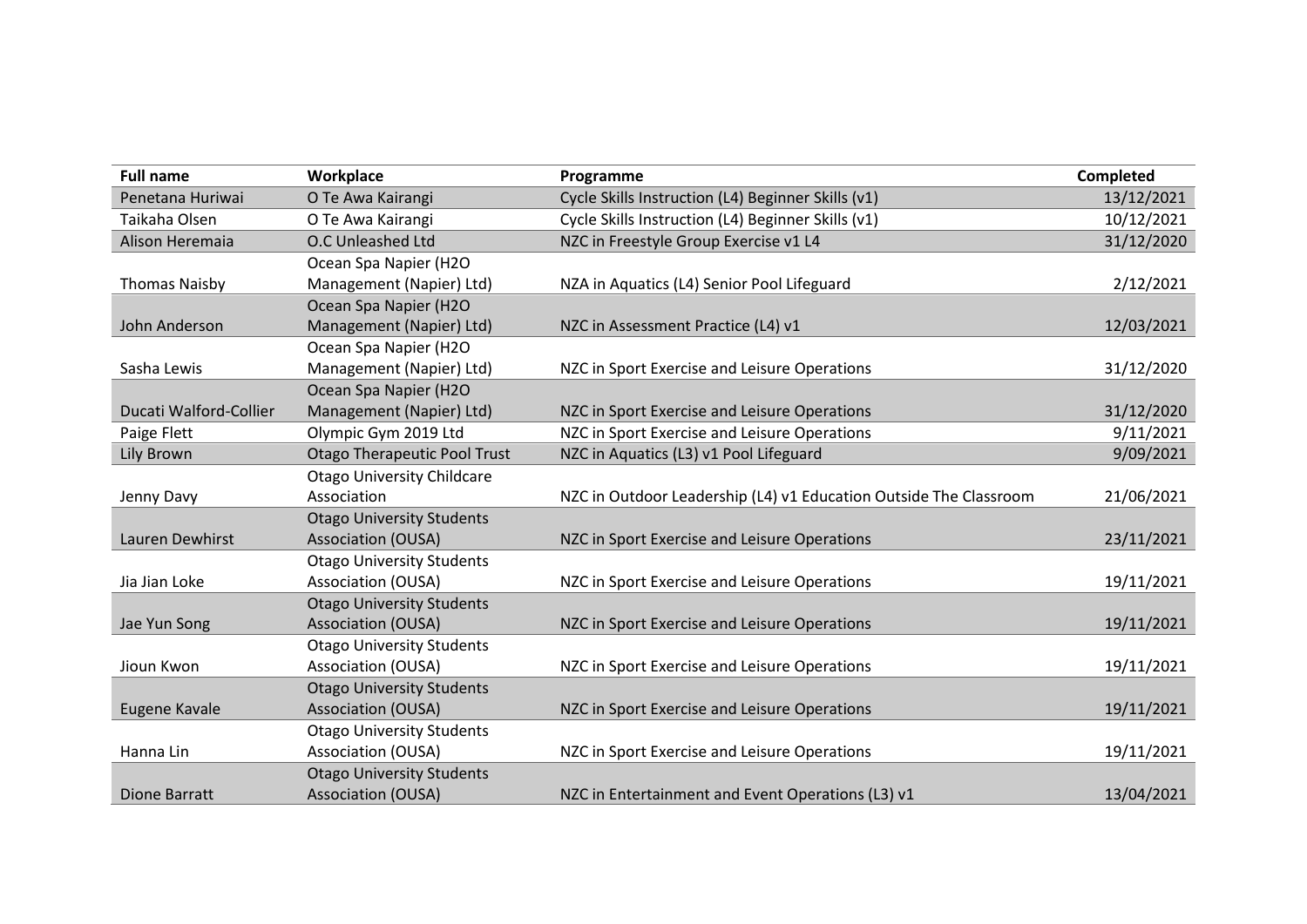| Full name | Workplace | Programme | Completed |
|---|---|---|---|
| Penetana Huriwai | O Te Awa Kairangi | Cycle Skills Instruction (L4) Beginner Skills (v1) | 13/12/2021 |
| Taikaha Olsen | O Te Awa Kairangi | Cycle Skills Instruction (L4) Beginner Skills (v1) | 10/12/2021 |
| Alison Heremaia | O.C Unleashed Ltd | NZC in Freestyle Group Exercise v1 L4 | 31/12/2020 |
| Thomas Naisby | Ocean Spa Napier (H2O Management (Napier) Ltd) | NZA in Aquatics (L4) Senior Pool Lifeguard | 2/12/2021 |
| John Anderson | Ocean Spa Napier (H2O Management (Napier) Ltd) | NZC in Assessment Practice (L4) v1 | 12/03/2021 |
| Sasha Lewis | Ocean Spa Napier (H2O Management (Napier) Ltd) | NZC in Sport Exercise and Leisure Operations | 31/12/2020 |
| Ducati Walford-Collier | Ocean Spa Napier (H2O Management (Napier) Ltd) | NZC in Sport Exercise and Leisure Operations | 31/12/2020 |
| Paige Flett | Olympic Gym 2019 Ltd | NZC in Sport Exercise and Leisure Operations | 9/11/2021 |
| Lily Brown | Otago Therapeutic Pool Trust | NZC in Aquatics (L3) v1 Pool Lifeguard | 9/09/2021 |
| Jenny Davy | Otago University Childcare Association | NZC in Outdoor Leadership (L4) v1 Education Outside The Classroom | 21/06/2021 |
| Lauren Dewhirst | Otago University Students Association (OUSA) | NZC in Sport Exercise and Leisure Operations | 23/11/2021 |
| Jia Jian Loke | Otago University Students Association (OUSA) | NZC in Sport Exercise and Leisure Operations | 19/11/2021 |
| Jae Yun Song | Otago University Students Association (OUSA) | NZC in Sport Exercise and Leisure Operations | 19/11/2021 |
| Jioun Kwon | Otago University Students Association (OUSA) | NZC in Sport Exercise and Leisure Operations | 19/11/2021 |
| Eugene Kavale | Otago University Students Association (OUSA) | NZC in Sport Exercise and Leisure Operations | 19/11/2021 |
| Hanna Lin | Otago University Students Association (OUSA) | NZC in Sport Exercise and Leisure Operations | 19/11/2021 |
| Dione Barratt | Otago University Students Association (OUSA) | NZC in Entertainment and Event Operations (L3) v1 | 13/04/2021 |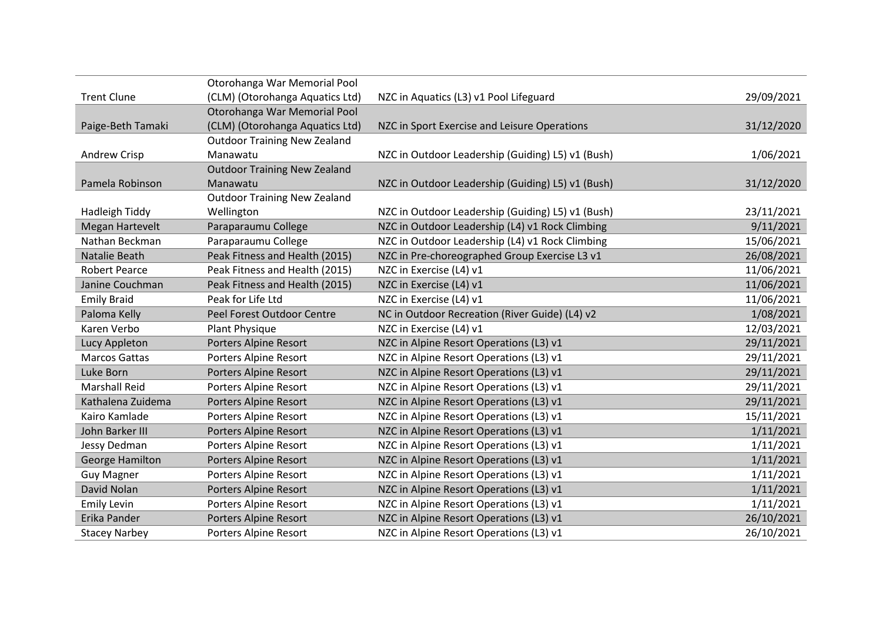| | | | |
|---|---|---|---|
| Trent Clune | Otorohanga War Memorial Pool (CLM) (Otorohanga Aquatics Ltd) | NZC in Aquatics (L3) v1 Pool Lifeguard | 29/09/2021 |
| Paige-Beth Tamaki | Otorohanga War Memorial Pool (CLM) (Otorohanga Aquatics Ltd) | NZC in Sport Exercise and Leisure Operations | 31/12/2020 |
| Andrew Crisp | Outdoor Training New Zealand Manawatu | NZC in Outdoor Leadership (Guiding) L5) v1 (Bush) | 1/06/2021 |
| Pamela Robinson | Outdoor Training New Zealand Manawatu | NZC in Outdoor Leadership (Guiding) L5) v1 (Bush) | 31/12/2020 |
| Hadleigh Tiddy | Outdoor Training New Zealand Wellington | NZC in Outdoor Leadership (Guiding) L5) v1 (Bush) | 23/11/2021 |
| Megan Hartevelt | Paraparaumu College | NZC in Outdoor Leadership (L4) v1 Rock Climbing | 9/11/2021 |
| Nathan Beckman | Paraparaumu College | NZC in Outdoor Leadership (L4) v1 Rock Climbing | 15/06/2021 |
| Natalie Beath | Peak Fitness and Health (2015) | NZC in Pre-choreographed Group Exercise L3 v1 | 26/08/2021 |
| Robert Pearce | Peak Fitness and Health (2015) | NZC in Exercise (L4) v1 | 11/06/2021 |
| Janine Couchman | Peak Fitness and Health (2015) | NZC in Exercise (L4) v1 | 11/06/2021 |
| Emily Braid | Peak for Life Ltd | NZC in Exercise (L4) v1 | 11/06/2021 |
| Paloma Kelly | Peel Forest Outdoor Centre | NC in Outdoor Recreation (River Guide) (L4) v2 | 1/08/2021 |
| Karen Verbo | Plant Physique | NZC in Exercise (L4) v1 | 12/03/2021 |
| Lucy Appleton | Porters Alpine Resort | NZC in Alpine Resort Operations (L3) v1 | 29/11/2021 |
| Marcos Gattas | Porters Alpine Resort | NZC in Alpine Resort Operations (L3) v1 | 29/11/2021 |
| Luke Born | Porters Alpine Resort | NZC in Alpine Resort Operations (L3) v1 | 29/11/2021 |
| Marshall Reid | Porters Alpine Resort | NZC in Alpine Resort Operations (L3) v1 | 29/11/2021 |
| Kathalena Zuidema | Porters Alpine Resort | NZC in Alpine Resort Operations (L3) v1 | 29/11/2021 |
| Kairo Kamlade | Porters Alpine Resort | NZC in Alpine Resort Operations (L3) v1 | 15/11/2021 |
| John Barker III | Porters Alpine Resort | NZC in Alpine Resort Operations (L3) v1 | 1/11/2021 |
| Jessy Dedman | Porters Alpine Resort | NZC in Alpine Resort Operations (L3) v1 | 1/11/2021 |
| George Hamilton | Porters Alpine Resort | NZC in Alpine Resort Operations (L3) v1 | 1/11/2021 |
| Guy Magner | Porters Alpine Resort | NZC in Alpine Resort Operations (L3) v1 | 1/11/2021 |
| David Nolan | Porters Alpine Resort | NZC in Alpine Resort Operations (L3) v1 | 1/11/2021 |
| Emily Levin | Porters Alpine Resort | NZC in Alpine Resort Operations (L3) v1 | 1/11/2021 |
| Erika Pander | Porters Alpine Resort | NZC in Alpine Resort Operations (L3) v1 | 26/10/2021 |
| Stacey Narbey | Porters Alpine Resort | NZC in Alpine Resort Operations (L3) v1 | 26/10/2021 |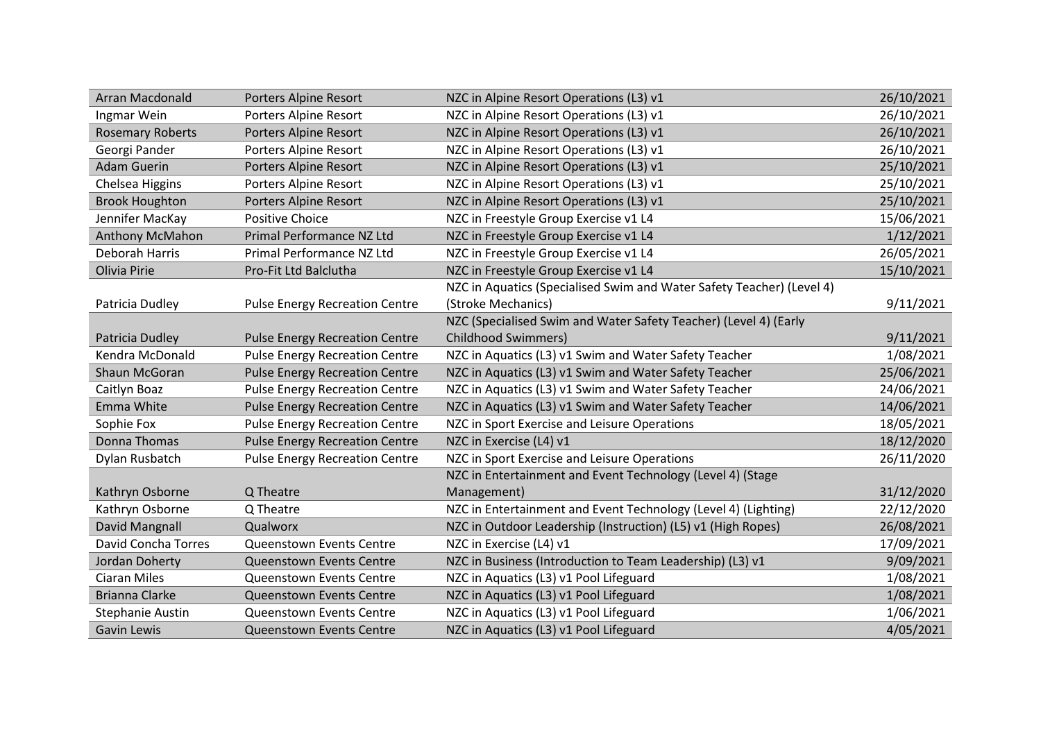| | | | |
|---|---|---|---|
| Arran Macdonald | Porters Alpine Resort | NZC in Alpine Resort Operations (L3) v1 | 26/10/2021 |
| Ingmar Wein | Porters Alpine Resort | NZC in Alpine Resort Operations (L3) v1 | 26/10/2021 |
| Rosemary Roberts | Porters Alpine Resort | NZC in Alpine Resort Operations (L3) v1 | 26/10/2021 |
| Georgi Pander | Porters Alpine Resort | NZC in Alpine Resort Operations (L3) v1 | 26/10/2021 |
| Adam Guerin | Porters Alpine Resort | NZC in Alpine Resort Operations (L3) v1 | 25/10/2021 |
| Chelsea Higgins | Porters Alpine Resort | NZC in Alpine Resort Operations (L3) v1 | 25/10/2021 |
| Brook Houghton | Porters Alpine Resort | NZC in Alpine Resort Operations (L3) v1 | 25/10/2021 |
| Jennifer MacKay | Positive Choice | NZC in Freestyle Group Exercise v1 L4 | 15/06/2021 |
| Anthony McMahon | Primal Performance NZ Ltd | NZC in Freestyle Group Exercise v1 L4 | 1/12/2021 |
| Deborah Harris | Primal Performance NZ Ltd | NZC in Freestyle Group Exercise v1 L4 | 26/05/2021 |
| Olivia Pirie | Pro-Fit Ltd Balclutha | NZC in Freestyle Group Exercise v1 L4 | 15/10/2021 |
| Patricia Dudley | Pulse Energy Recreation Centre | NZC in Aquatics (Specialised Swim and Water Safety Teacher) (Level 4) (Stroke Mechanics) | 9/11/2021 |
| Patricia Dudley | Pulse Energy Recreation Centre | NZC (Specialised Swim and Water Safety Teacher) (Level 4) (Early Childhood Swimmers) | 9/11/2021 |
| Kendra McDonald | Pulse Energy Recreation Centre | NZC in Aquatics (L3) v1 Swim and Water Safety Teacher | 1/08/2021 |
| Shaun McGoran | Pulse Energy Recreation Centre | NZC in Aquatics (L3) v1 Swim and Water Safety Teacher | 25/06/2021 |
| Caitlyn Boaz | Pulse Energy Recreation Centre | NZC in Aquatics (L3) v1 Swim and Water Safety Teacher | 24/06/2021 |
| Emma White | Pulse Energy Recreation Centre | NZC in Aquatics (L3) v1 Swim and Water Safety Teacher | 14/06/2021 |
| Sophie Fox | Pulse Energy Recreation Centre | NZC in Sport Exercise and Leisure Operations | 18/05/2021 |
| Donna Thomas | Pulse Energy Recreation Centre | NZC in Exercise (L4) v1 | 18/12/2020 |
| Dylan Rusbatch | Pulse Energy Recreation Centre | NZC in Sport Exercise and Leisure Operations | 26/11/2020 |
| Kathryn Osborne | Q Theatre | NZC in Entertainment and Event Technology (Level 4) (Stage Management) | 31/12/2020 |
| Kathryn Osborne | Q Theatre | NZC in Entertainment and Event Technology (Level 4) (Lighting) | 22/12/2020 |
| David Mangnall | Qualworx | NZC in Outdoor Leadership (Instruction) (L5) v1 (High Ropes) | 26/08/2021 |
| David Concha Torres | Queenstown Events Centre | NZC in Exercise (L4) v1 | 17/09/2021 |
| Jordan Doherty | Queenstown Events Centre | NZC in Business (Introduction to Team Leadership) (L3) v1 | 9/09/2021 |
| Ciaran Miles | Queenstown Events Centre | NZC in Aquatics (L3) v1 Pool Lifeguard | 1/08/2021 |
| Brianna Clarke | Queenstown Events Centre | NZC in Aquatics (L3) v1 Pool Lifeguard | 1/08/2021 |
| Stephanie Austin | Queenstown Events Centre | NZC in Aquatics (L3) v1 Pool Lifeguard | 1/06/2021 |
| Gavin Lewis | Queenstown Events Centre | NZC in Aquatics (L3) v1 Pool Lifeguard | 4/05/2021 |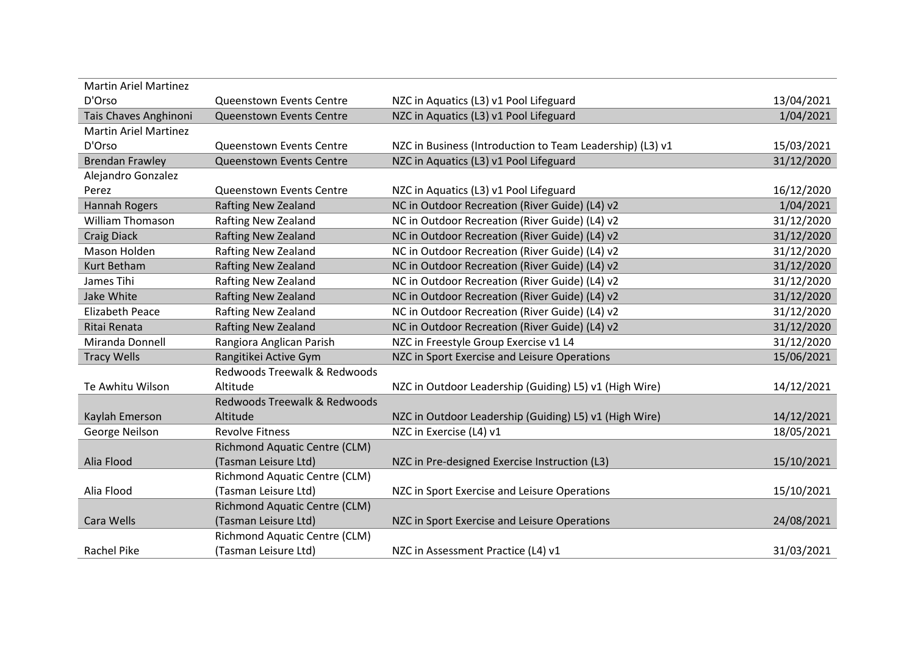| | | | |
|---|---|---|---|
| Martin Ariel Martinez D'Orso | Queenstown Events Centre | NZC in Aquatics (L3) v1 Pool Lifeguard | 13/04/2021 |
| Tais Chaves Anghinoni | Queenstown Events Centre | NZC in Aquatics (L3) v1 Pool Lifeguard | 1/04/2021 |
| Martin Ariel Martinez D'Orso | Queenstown Events Centre | NZC in Business (Introduction to Team Leadership) (L3) v1 | 15/03/2021 |
| Brendan Frawley | Queenstown Events Centre | NZC in Aquatics (L3) v1 Pool Lifeguard | 31/12/2020 |
| Alejandro Gonzalez Perez | Queenstown Events Centre | NZC in Aquatics (L3) v1 Pool Lifeguard | 16/12/2020 |
| Hannah Rogers | Rafting New Zealand | NC in Outdoor Recreation (River Guide) (L4) v2 | 1/04/2021 |
| William Thomason | Rafting New Zealand | NC in Outdoor Recreation (River Guide) (L4) v2 | 31/12/2020 |
| Craig Diack | Rafting New Zealand | NC in Outdoor Recreation (River Guide) (L4) v2 | 31/12/2020 |
| Mason Holden | Rafting New Zealand | NC in Outdoor Recreation (River Guide) (L4) v2 | 31/12/2020 |
| Kurt Betham | Rafting New Zealand | NC in Outdoor Recreation (River Guide) (L4) v2 | 31/12/2020 |
| James Tihi | Rafting New Zealand | NC in Outdoor Recreation (River Guide) (L4) v2 | 31/12/2020 |
| Jake White | Rafting New Zealand | NC in Outdoor Recreation (River Guide) (L4) v2 | 31/12/2020 |
| Elizabeth Peace | Rafting New Zealand | NC in Outdoor Recreation (River Guide) (L4) v2 | 31/12/2020 |
| Ritai Renata | Rafting New Zealand | NC in Outdoor Recreation (River Guide) (L4) v2 | 31/12/2020 |
| Miranda Donnell | Rangiora Anglican Parish | NZC in Freestyle Group Exercise v1 L4 | 31/12/2020 |
| Tracy Wells | Rangitikei Active Gym | NZC in Sport Exercise and Leisure Operations | 15/06/2021 |
| Te Awhitu Wilson | Redwoods Treewalk & Redwoods Altitude | NZC in Outdoor Leadership (Guiding) L5) v1 (High Wire) | 14/12/2021 |
| Kaylah Emerson | Redwoods Treewalk & Redwoods Altitude | NZC in Outdoor Leadership (Guiding) L5) v1 (High Wire) | 14/12/2021 |
| George Neilson | Revolve Fitness | NZC in Exercise (L4) v1 | 18/05/2021 |
| Alia Flood | Richmond Aquatic Centre (CLM) (Tasman Leisure Ltd) | NZC in Pre-designed Exercise Instruction (L3) | 15/10/2021 |
| Alia Flood | Richmond Aquatic Centre (CLM) (Tasman Leisure Ltd) | NZC in Sport Exercise and Leisure Operations | 15/10/2021 |
| Cara Wells | Richmond Aquatic Centre (CLM) (Tasman Leisure Ltd) | NZC in Sport Exercise and Leisure Operations | 24/08/2021 |
| Rachel Pike | Richmond Aquatic Centre (CLM) (Tasman Leisure Ltd) | NZC in Assessment Practice (L4) v1 | 31/03/2021 |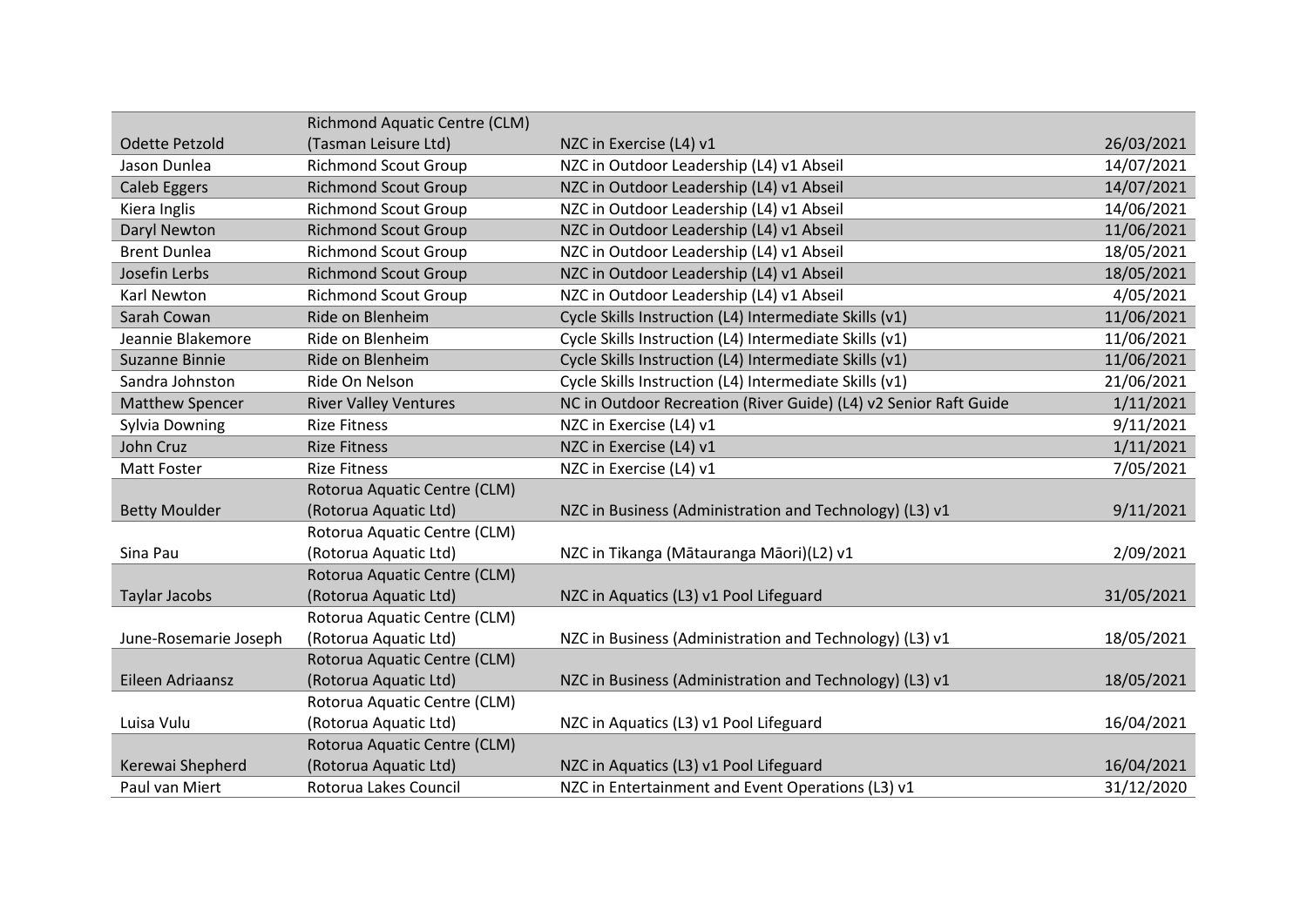| | | | |
|---|---|---|---|
| Odette Petzold | Richmond Aquatic Centre (CLM) (Tasman Leisure Ltd) | NZC in Exercise (L4) v1 | 26/03/2021 |
| Jason Dunlea | Richmond Scout Group | NZC in Outdoor Leadership (L4) v1 Abseil | 14/07/2021 |
| Caleb Eggers | Richmond Scout Group | NZC in Outdoor Leadership (L4) v1 Abseil | 14/07/2021 |
| Kiera Inglis | Richmond Scout Group | NZC in Outdoor Leadership (L4) v1 Abseil | 14/06/2021 |
| Daryl Newton | Richmond Scout Group | NZC in Outdoor Leadership (L4) v1 Abseil | 11/06/2021 |
| Brent Dunlea | Richmond Scout Group | NZC in Outdoor Leadership (L4) v1 Abseil | 18/05/2021 |
| Josefin Lerbs | Richmond Scout Group | NZC in Outdoor Leadership (L4) v1 Abseil | 18/05/2021 |
| Karl Newton | Richmond Scout Group | NZC in Outdoor Leadership (L4) v1 Abseil | 4/05/2021 |
| Sarah Cowan | Ride on Blenheim | Cycle Skills Instruction (L4) Intermediate Skills (v1) | 11/06/2021 |
| Jeannie Blakemore | Ride on Blenheim | Cycle Skills Instruction (L4) Intermediate Skills (v1) | 11/06/2021 |
| Suzanne Binnie | Ride on Blenheim | Cycle Skills Instruction (L4) Intermediate Skills (v1) | 11/06/2021 |
| Sandra Johnston | Ride On Nelson | Cycle Skills Instruction (L4) Intermediate Skills (v1) | 21/06/2021 |
| Matthew Spencer | River Valley Ventures | NC in Outdoor Recreation (River Guide) (L4) v2 Senior Raft Guide | 1/11/2021 |
| Sylvia Downing | Rize Fitness | NZC in Exercise (L4) v1 | 9/11/2021 |
| John Cruz | Rize Fitness | NZC in Exercise (L4) v1 | 1/11/2021 |
| Matt Foster | Rize Fitness | NZC in Exercise (L4) v1 | 7/05/2021 |
| Betty Moulder | Rotorua Aquatic Centre (CLM) (Rotorua Aquatic Ltd) | NZC in Business (Administration and Technology) (L3) v1 | 9/11/2021 |
| Sina Pau | Rotorua Aquatic Centre (CLM) (Rotorua Aquatic Ltd) | NZC in Tikanga (Mātauranga Māori)(L2) v1 | 2/09/2021 |
| Taylar Jacobs | Rotorua Aquatic Centre (CLM) (Rotorua Aquatic Ltd) | NZC in Aquatics (L3) v1 Pool Lifeguard | 31/05/2021 |
| June-Rosemarie Joseph | Rotorua Aquatic Centre (CLM) (Rotorua Aquatic Ltd) | NZC in Business (Administration and Technology) (L3) v1 | 18/05/2021 |
| Eileen Adriaansz | Rotorua Aquatic Centre (CLM) (Rotorua Aquatic Ltd) | NZC in Business (Administration and Technology) (L3) v1 | 18/05/2021 |
| Luisa Vulu | Rotorua Aquatic Centre (CLM) (Rotorua Aquatic Ltd) | NZC in Aquatics (L3) v1 Pool Lifeguard | 16/04/2021 |
| Kerewai Shepherd | Rotorua Aquatic Centre (CLM) (Rotorua Aquatic Ltd) | NZC in Aquatics (L3) v1 Pool Lifeguard | 16/04/2021 |
| Paul van Miert | Rotorua Lakes Council | NZC in Entertainment and Event Operations (L3) v1 | 31/12/2020 |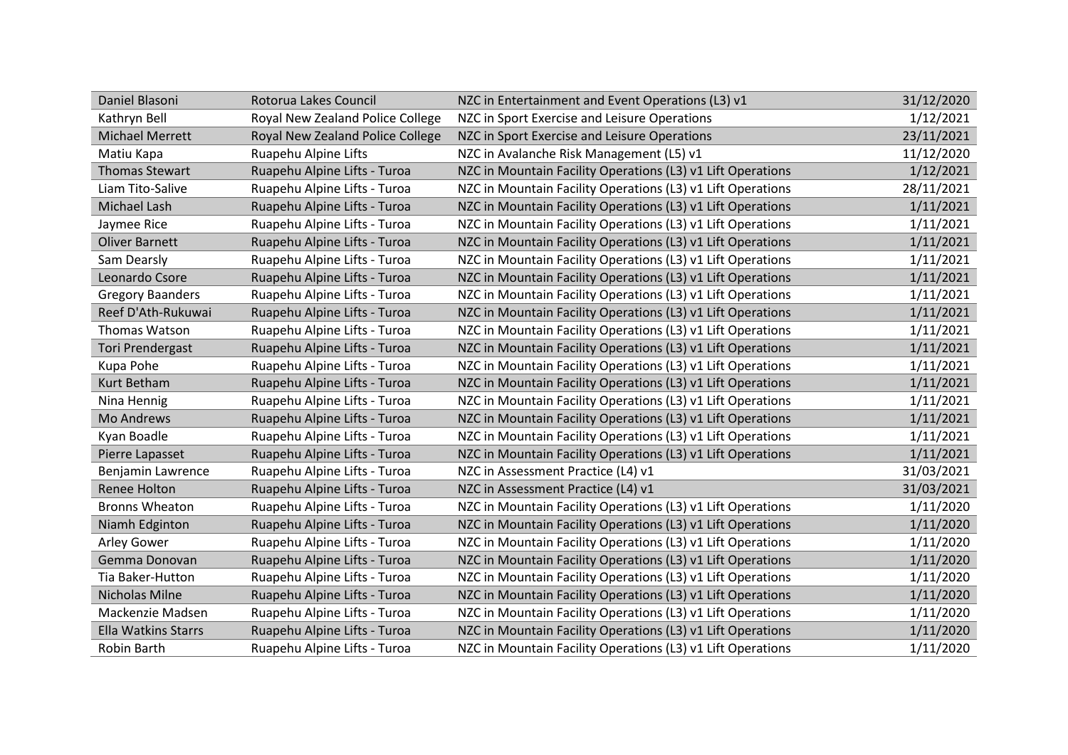| | | | |
|---|---|---|---|
| Daniel Blasoni | Rotorua Lakes Council | NZC in Entertainment and Event Operations (L3) v1 | 31/12/2020 |
| Kathryn Bell | Royal New Zealand Police College | NZC in Sport Exercise and Leisure Operations | 1/12/2021 |
| Michael Merrett | Royal New Zealand Police College | NZC in Sport Exercise and Leisure Operations | 23/11/2021 |
| Matiu Kapa | Ruapehu Alpine Lifts | NZC in Avalanche Risk Management (L5) v1 | 11/12/2020 |
| Thomas Stewart | Ruapehu Alpine Lifts - Turoa | NZC in Mountain Facility Operations (L3) v1 Lift Operations | 1/12/2021 |
| Liam Tito-Salive | Ruapehu Alpine Lifts - Turoa | NZC in Mountain Facility Operations (L3) v1 Lift Operations | 28/11/2021 |
| Michael Lash | Ruapehu Alpine Lifts - Turoa | NZC in Mountain Facility Operations (L3) v1 Lift Operations | 1/11/2021 |
| Jaymee Rice | Ruapehu Alpine Lifts - Turoa | NZC in Mountain Facility Operations (L3) v1 Lift Operations | 1/11/2021 |
| Oliver Barnett | Ruapehu Alpine Lifts - Turoa | NZC in Mountain Facility Operations (L3) v1 Lift Operations | 1/11/2021 |
| Sam Dearsly | Ruapehu Alpine Lifts - Turoa | NZC in Mountain Facility Operations (L3) v1 Lift Operations | 1/11/2021 |
| Leonardo Csore | Ruapehu Alpine Lifts - Turoa | NZC in Mountain Facility Operations (L3) v1 Lift Operations | 1/11/2021 |
| Gregory Baanders | Ruapehu Alpine Lifts - Turoa | NZC in Mountain Facility Operations (L3) v1 Lift Operations | 1/11/2021 |
| Reef D'Ath-Rukuwai | Ruapehu Alpine Lifts - Turoa | NZC in Mountain Facility Operations (L3) v1 Lift Operations | 1/11/2021 |
| Thomas Watson | Ruapehu Alpine Lifts - Turoa | NZC in Mountain Facility Operations (L3) v1 Lift Operations | 1/11/2021 |
| Tori Prendergast | Ruapehu Alpine Lifts - Turoa | NZC in Mountain Facility Operations (L3) v1 Lift Operations | 1/11/2021 |
| Kupa Pohe | Ruapehu Alpine Lifts - Turoa | NZC in Mountain Facility Operations (L3) v1 Lift Operations | 1/11/2021 |
| Kurt Betham | Ruapehu Alpine Lifts - Turoa | NZC in Mountain Facility Operations (L3) v1 Lift Operations | 1/11/2021 |
| Nina Hennig | Ruapehu Alpine Lifts - Turoa | NZC in Mountain Facility Operations (L3) v1 Lift Operations | 1/11/2021 |
| Mo Andrews | Ruapehu Alpine Lifts - Turoa | NZC in Mountain Facility Operations (L3) v1 Lift Operations | 1/11/2021 |
| Kyan Boadle | Ruapehu Alpine Lifts - Turoa | NZC in Mountain Facility Operations (L3) v1 Lift Operations | 1/11/2021 |
| Pierre Lapasset | Ruapehu Alpine Lifts - Turoa | NZC in Mountain Facility Operations (L3) v1 Lift Operations | 1/11/2021 |
| Benjamin Lawrence | Ruapehu Alpine Lifts - Turoa | NZC in Assessment Practice (L4) v1 | 31/03/2021 |
| Renee Holton | Ruapehu Alpine Lifts - Turoa | NZC in Assessment Practice (L4) v1 | 31/03/2021 |
| Bronns Wheaton | Ruapehu Alpine Lifts - Turoa | NZC in Mountain Facility Operations (L3) v1 Lift Operations | 1/11/2020 |
| Niamh Edginton | Ruapehu Alpine Lifts - Turoa | NZC in Mountain Facility Operations (L3) v1 Lift Operations | 1/11/2020 |
| Arley Gower | Ruapehu Alpine Lifts - Turoa | NZC in Mountain Facility Operations (L3) v1 Lift Operations | 1/11/2020 |
| Gemma Donovan | Ruapehu Alpine Lifts - Turoa | NZC in Mountain Facility Operations (L3) v1 Lift Operations | 1/11/2020 |
| Tia Baker-Hutton | Ruapehu Alpine Lifts - Turoa | NZC in Mountain Facility Operations (L3) v1 Lift Operations | 1/11/2020 |
| Nicholas Milne | Ruapehu Alpine Lifts - Turoa | NZC in Mountain Facility Operations (L3) v1 Lift Operations | 1/11/2020 |
| Mackenzie Madsen | Ruapehu Alpine Lifts - Turoa | NZC in Mountain Facility Operations (L3) v1 Lift Operations | 1/11/2020 |
| Ella Watkins Starrs | Ruapehu Alpine Lifts - Turoa | NZC in Mountain Facility Operations (L3) v1 Lift Operations | 1/11/2020 |
| Robin Barth | Ruapehu Alpine Lifts - Turoa | NZC in Mountain Facility Operations (L3) v1 Lift Operations | 1/11/2020 |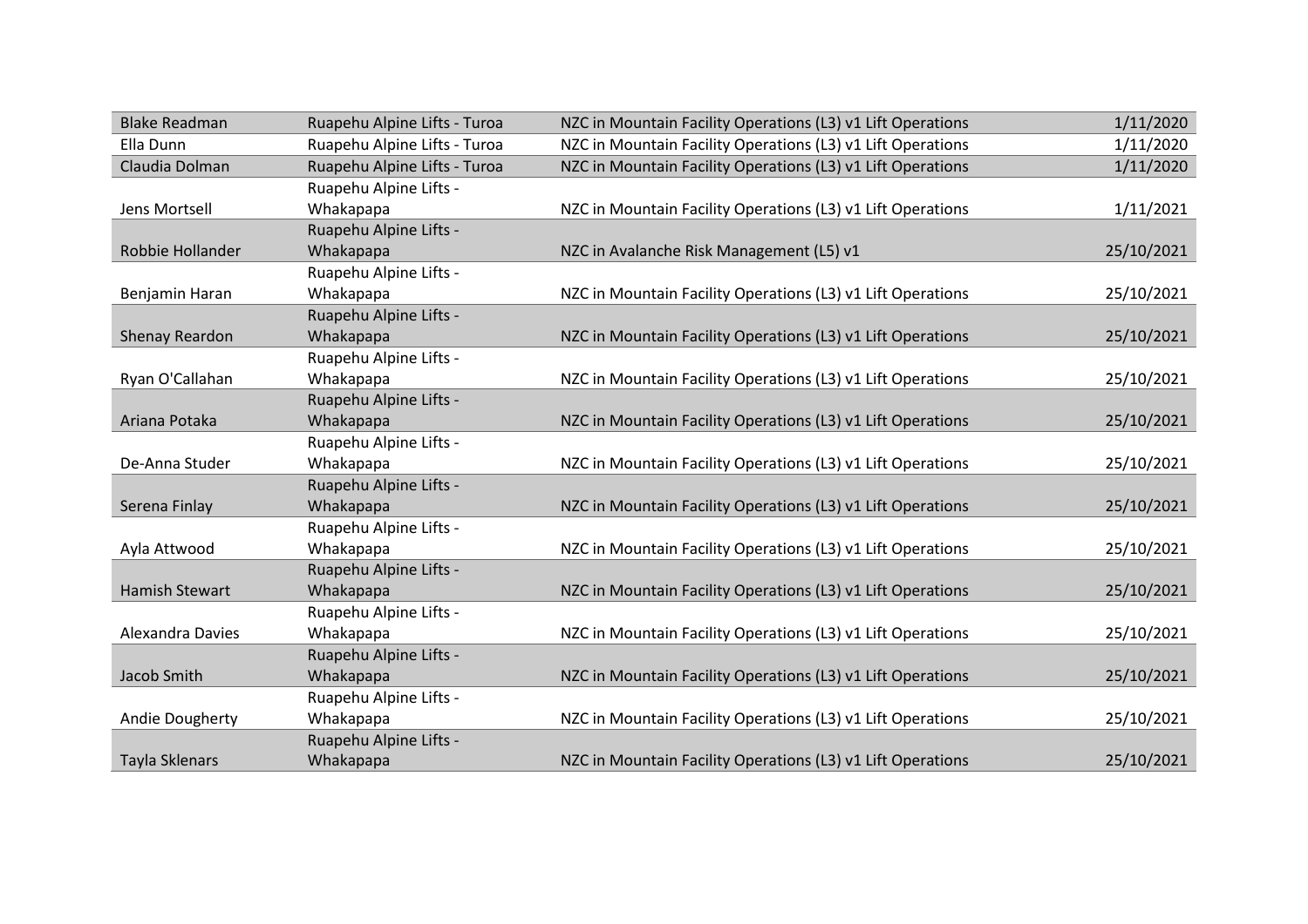| | | | |
|---|---|---|---|
| Blake Readman | Ruapehu Alpine Lifts - Turoa | NZC in Mountain Facility Operations (L3) v1 Lift Operations | 1/11/2020 |
| Ella Dunn | Ruapehu Alpine Lifts - Turoa | NZC in Mountain Facility Operations (L3) v1 Lift Operations | 1/11/2020 |
| Claudia Dolman | Ruapehu Alpine Lifts - Turoa | NZC in Mountain Facility Operations (L3) v1 Lift Operations | 1/11/2020 |
| Jens Mortsell | Ruapehu Alpine Lifts - Whakapapa | NZC in Mountain Facility Operations (L3) v1 Lift Operations | 1/11/2021 |
| Robbie Hollander | Ruapehu Alpine Lifts - Whakapapa | NZC in Avalanche Risk Management (L5) v1 | 25/10/2021 |
| Benjamin Haran | Ruapehu Alpine Lifts - Whakapapa | NZC in Mountain Facility Operations (L3) v1 Lift Operations | 25/10/2021 |
| Shenay Reardon | Ruapehu Alpine Lifts - Whakapapa | NZC in Mountain Facility Operations (L3) v1 Lift Operations | 25/10/2021 |
| Ryan O'Callahan | Ruapehu Alpine Lifts - Whakapapa | NZC in Mountain Facility Operations (L3) v1 Lift Operations | 25/10/2021 |
| Ariana Potaka | Ruapehu Alpine Lifts - Whakapapa | NZC in Mountain Facility Operations (L3) v1 Lift Operations | 25/10/2021 |
| De-Anna Studer | Ruapehu Alpine Lifts - Whakapapa | NZC in Mountain Facility Operations (L3) v1 Lift Operations | 25/10/2021 |
| Serena Finlay | Ruapehu Alpine Lifts - Whakapapa | NZC in Mountain Facility Operations (L3) v1 Lift Operations | 25/10/2021 |
| Ayla Attwood | Ruapehu Alpine Lifts - Whakapapa | NZC in Mountain Facility Operations (L3) v1 Lift Operations | 25/10/2021 |
| Hamish Stewart | Ruapehu Alpine Lifts - Whakapapa | NZC in Mountain Facility Operations (L3) v1 Lift Operations | 25/10/2021 |
| Alexandra Davies | Ruapehu Alpine Lifts - Whakapapa | NZC in Mountain Facility Operations (L3) v1 Lift Operations | 25/10/2021 |
| Jacob Smith | Ruapehu Alpine Lifts - Whakapapa | NZC in Mountain Facility Operations (L3) v1 Lift Operations | 25/10/2021 |
| Andie Dougherty | Ruapehu Alpine Lifts - Whakapapa | NZC in Mountain Facility Operations (L3) v1 Lift Operations | 25/10/2021 |
| Tayla Sklenars | Ruapehu Alpine Lifts - Whakapapa | NZC in Mountain Facility Operations (L3) v1 Lift Operations | 25/10/2021 |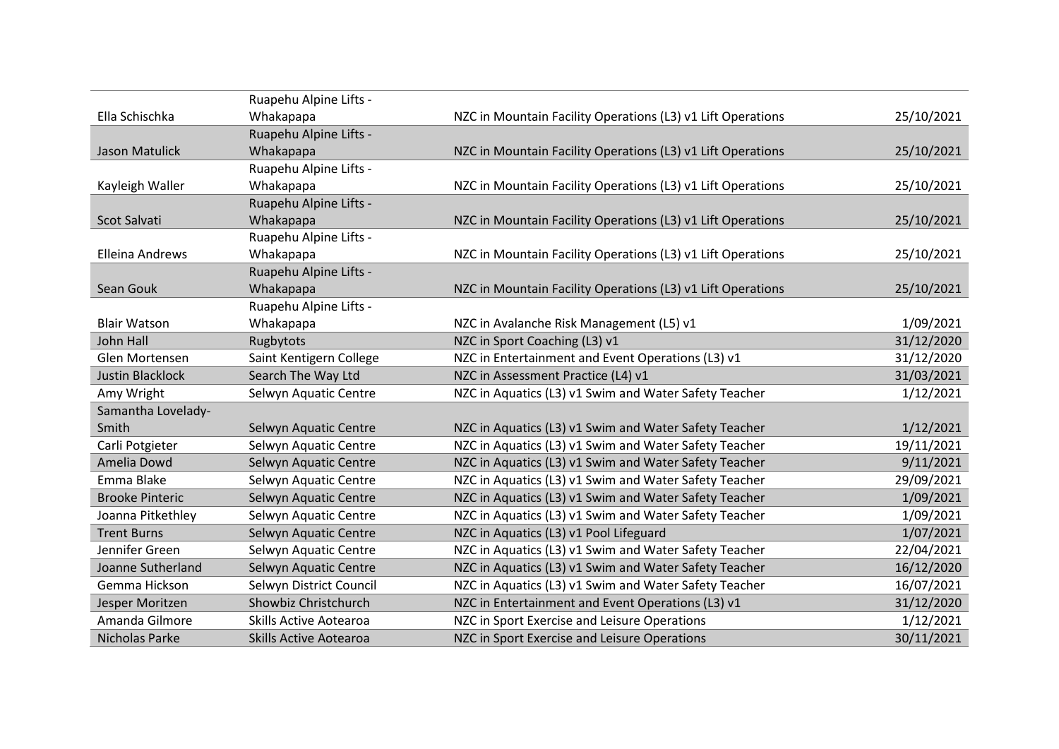| | | | |
|---|---|---|---|
| Ella Schischka | Ruapehu Alpine Lifts - Whakapapa | NZC in Mountain Facility Operations (L3) v1 Lift Operations | 25/10/2021 |
| Jason Matulick | Ruapehu Alpine Lifts - Whakapapa | NZC in Mountain Facility Operations (L3) v1 Lift Operations | 25/10/2021 |
| Kayleigh Waller | Ruapehu Alpine Lifts - Whakapapa | NZC in Mountain Facility Operations (L3) v1 Lift Operations | 25/10/2021 |
| Scot Salvati | Ruapehu Alpine Lifts - Whakapapa | NZC in Mountain Facility Operations (L3) v1 Lift Operations | 25/10/2021 |
| Elleina Andrews | Ruapehu Alpine Lifts - Whakapapa | NZC in Mountain Facility Operations (L3) v1 Lift Operations | 25/10/2021 |
| Sean Gouk | Ruapehu Alpine Lifts - Whakapapa | NZC in Mountain Facility Operations (L3) v1 Lift Operations | 25/10/2021 |
| Blair Watson | Ruapehu Alpine Lifts - Whakapapa | NZC in Avalanche Risk Management (L5) v1 | 1/09/2021 |
| John Hall | Rugbytots | NZC in Sport Coaching (L3) v1 | 31/12/2020 |
| Glen Mortensen | Saint Kentigern College | NZC in Entertainment and Event Operations (L3) v1 | 31/12/2020 |
| Justin Blacklock | Search The Way Ltd | NZC in Assessment Practice (L4) v1 | 31/03/2021 |
| Amy Wright | Selwyn Aquatic Centre | NZC in Aquatics (L3) v1 Swim and Water Safety Teacher | 1/12/2021 |
| Samantha Lovelady-Smith | Selwyn Aquatic Centre | NZC in Aquatics (L3) v1 Swim and Water Safety Teacher | 1/12/2021 |
| Carli Potgieter | Selwyn Aquatic Centre | NZC in Aquatics (L3) v1 Swim and Water Safety Teacher | 19/11/2021 |
| Amelia Dowd | Selwyn Aquatic Centre | NZC in Aquatics (L3) v1 Swim and Water Safety Teacher | 9/11/2021 |
| Emma Blake | Selwyn Aquatic Centre | NZC in Aquatics (L3) v1 Swim and Water Safety Teacher | 29/09/2021 |
| Brooke Pinteric | Selwyn Aquatic Centre | NZC in Aquatics (L3) v1 Swim and Water Safety Teacher | 1/09/2021 |
| Joanna Pitkethley | Selwyn Aquatic Centre | NZC in Aquatics (L3) v1 Swim and Water Safety Teacher | 1/09/2021 |
| Trent Burns | Selwyn Aquatic Centre | NZC in Aquatics (L3) v1 Pool Lifeguard | 1/07/2021 |
| Jennifer Green | Selwyn Aquatic Centre | NZC in Aquatics (L3) v1 Swim and Water Safety Teacher | 22/04/2021 |
| Joanne Sutherland | Selwyn Aquatic Centre | NZC in Aquatics (L3) v1 Swim and Water Safety Teacher | 16/12/2020 |
| Gemma Hickson | Selwyn District Council | NZC in Aquatics (L3) v1 Swim and Water Safety Teacher | 16/07/2021 |
| Jesper Moritzen | Showbiz Christchurch | NZC in Entertainment and Event Operations (L3) v1 | 31/12/2020 |
| Amanda Gilmore | Skills Active Aotearoa | NZC in Sport Exercise and Leisure Operations | 1/12/2021 |
| Nicholas Parke | Skills Active Aotearoa | NZC in Sport Exercise and Leisure Operations | 30/11/2021 |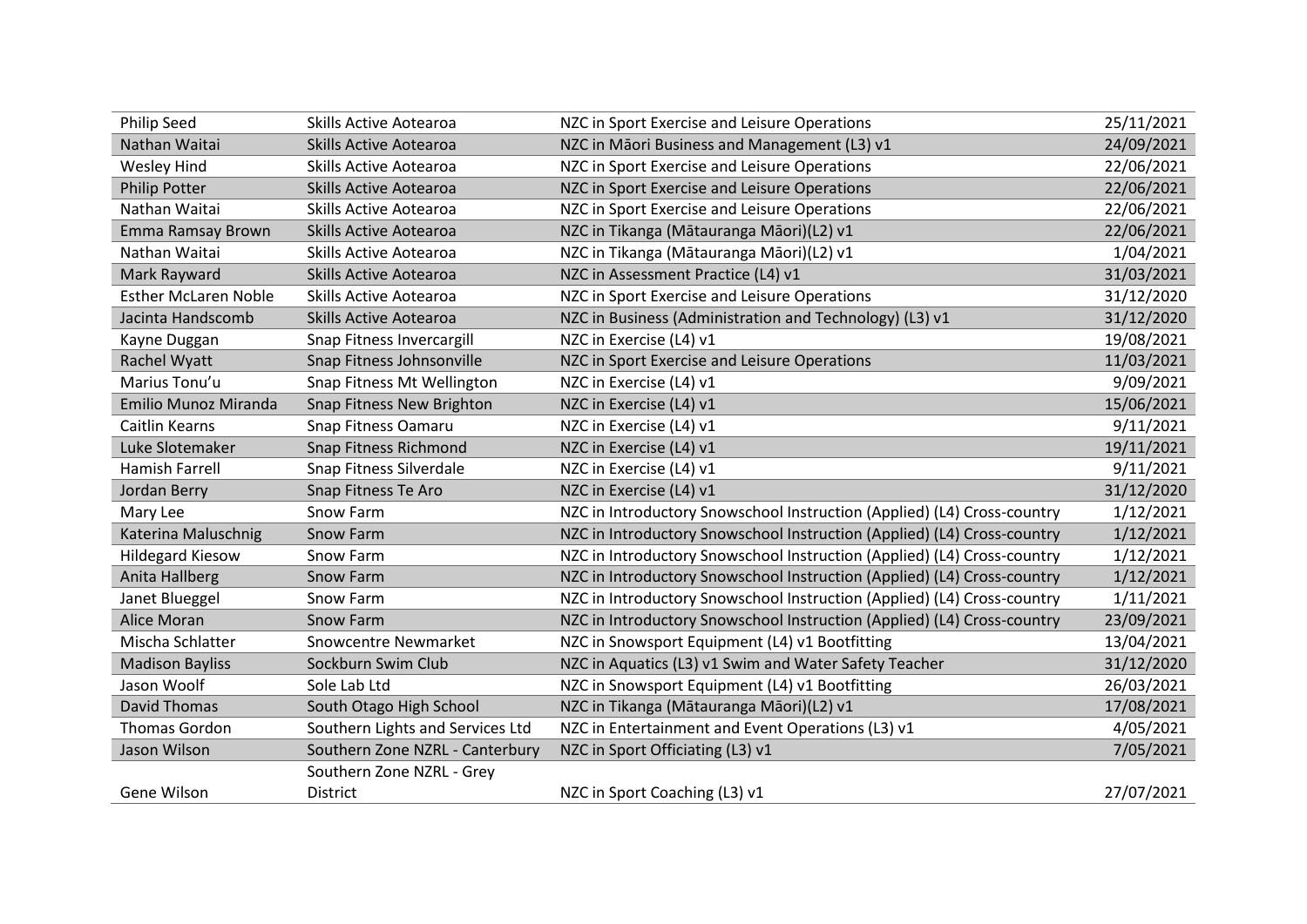| | | | |
|---|---|---|---|
| Philip Seed | Skills Active Aotearoa | NZC in Sport Exercise and Leisure Operations | 25/11/2021 |
| Nathan Waitai | Skills Active Aotearoa | NZC in Māori Business and Management (L3) v1 | 24/09/2021 |
| Wesley Hind | Skills Active Aotearoa | NZC in Sport Exercise and Leisure Operations | 22/06/2021 |
| Philip Potter | Skills Active Aotearoa | NZC in Sport Exercise and Leisure Operations | 22/06/2021 |
| Nathan Waitai | Skills Active Aotearoa | NZC in Sport Exercise and Leisure Operations | 22/06/2021 |
| Emma Ramsay Brown | Skills Active Aotearoa | NZC in Tikanga (Mātauranga Māori)(L2) v1 | 22/06/2021 |
| Nathan Waitai | Skills Active Aotearoa | NZC in Tikanga (Mātauranga Māori)(L2) v1 | 1/04/2021 |
| Mark Rayward | Skills Active Aotearoa | NZC in Assessment Practice (L4) v1 | 31/03/2021 |
| Esther McLaren Noble | Skills Active Aotearoa | NZC in Sport Exercise and Leisure Operations | 31/12/2020 |
| Jacinta Handscomb | Skills Active Aotearoa | NZC in Business (Administration and Technology) (L3) v1 | 31/12/2020 |
| Kayne Duggan | Snap Fitness Invercargill | NZC in Exercise (L4) v1 | 19/08/2021 |
| Rachel Wyatt | Snap Fitness Johnsonville | NZC in Sport Exercise and Leisure Operations | 11/03/2021 |
| Marius Tonu'u | Snap Fitness Mt Wellington | NZC in Exercise (L4) v1 | 9/09/2021 |
| Emilio Munoz Miranda | Snap Fitness New Brighton | NZC in Exercise (L4) v1 | 15/06/2021 |
| Caitlin Kearns | Snap Fitness Oamaru | NZC in Exercise (L4) v1 | 9/11/2021 |
| Luke Slotemaker | Snap Fitness Richmond | NZC in Exercise (L4) v1 | 19/11/2021 |
| Hamish Farrell | Snap Fitness Silverdale | NZC in Exercise (L4) v1 | 9/11/2021 |
| Jordan Berry | Snap Fitness Te Aro | NZC in Exercise (L4) v1 | 31/12/2020 |
| Mary Lee | Snow Farm | NZC in Introductory Snowschool Instruction (Applied) (L4) Cross-country | 1/12/2021 |
| Katerina Maluschnig | Snow Farm | NZC in Introductory Snowschool Instruction (Applied) (L4) Cross-country | 1/12/2021 |
| Hildegard Kiesow | Snow Farm | NZC in Introductory Snowschool Instruction (Applied) (L4) Cross-country | 1/12/2021 |
| Anita Hallberg | Snow Farm | NZC in Introductory Snowschool Instruction (Applied) (L4) Cross-country | 1/12/2021 |
| Janet Blueggel | Snow Farm | NZC in Introductory Snowschool Instruction (Applied) (L4) Cross-country | 1/11/2021 |
| Alice Moran | Snow Farm | NZC in Introductory Snowschool Instruction (Applied) (L4) Cross-country | 23/09/2021 |
| Mischa Schlatter | Snowcentre Newmarket | NZC in Snowsport Equipment (L4) v1 Bootfitting | 13/04/2021 |
| Madison Bayliss | Sockburn Swim Club | NZC in Aquatics (L3) v1 Swim and Water Safety Teacher | 31/12/2020 |
| Jason Woolf | Sole Lab Ltd | NZC in Snowsport Equipment (L4) v1 Bootfitting | 26/03/2021 |
| David Thomas | South Otago High School | NZC in Tikanga (Mātauranga Māori)(L2) v1 | 17/08/2021 |
| Thomas Gordon | Southern Lights and Services Ltd | NZC in Entertainment and Event Operations (L3) v1 | 4/05/2021 |
| Jason Wilson | Southern Zone NZRL - Canterbury | NZC in Sport Officiating (L3) v1 | 7/05/2021 |
| Gene Wilson | Southern Zone NZRL - Grey District | NZC in Sport Coaching (L3) v1 | 27/07/2021 |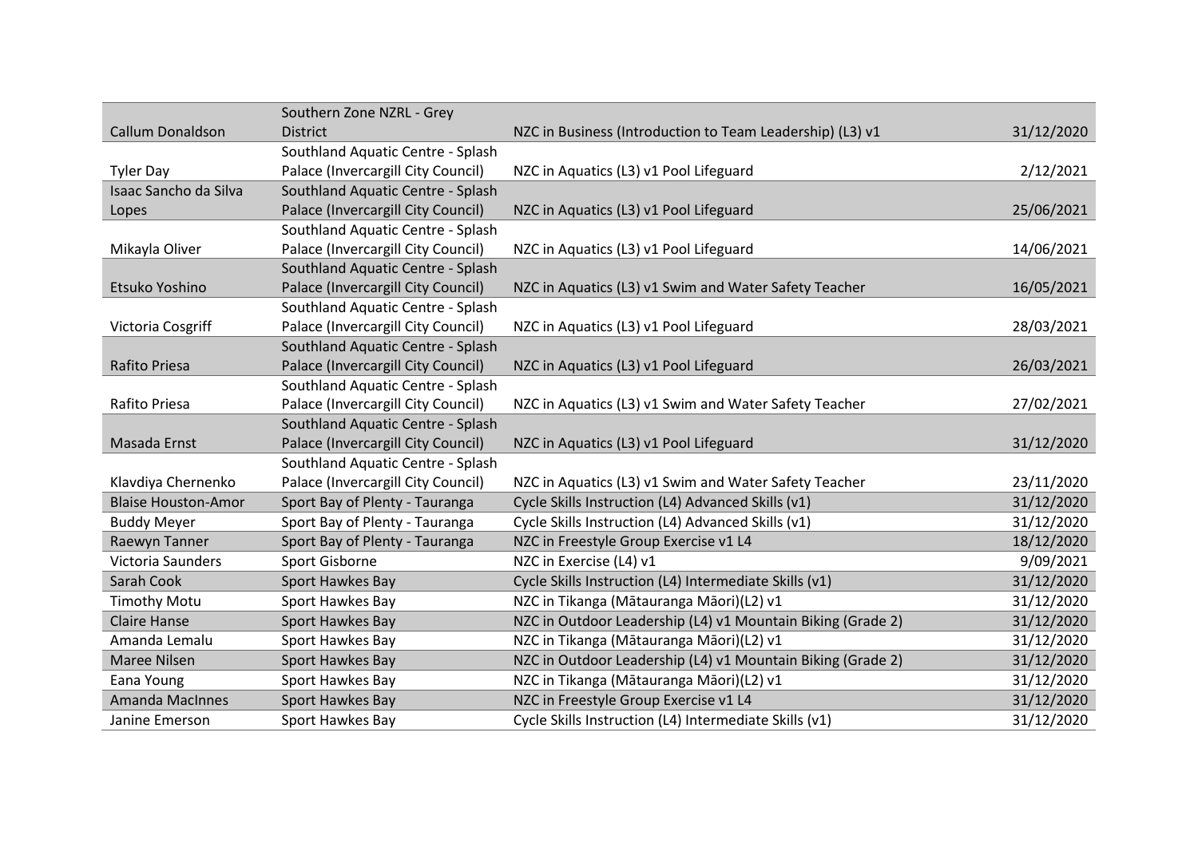| | | | |
|---|---|---|---|
| Callum Donaldson | Southern Zone NZRL - Grey District | NZC in Business (Introduction to Team Leadership) (L3) v1 | 31/12/2020 |
| Tyler Day | Southland Aquatic Centre - Splash Palace (Invercargill City Council) | NZC in Aquatics (L3) v1 Pool Lifeguard | 2/12/2021 |
| Isaac Sancho da Silva Lopes | Southland Aquatic Centre - Splash Palace (Invercargill City Council) | NZC in Aquatics (L3) v1 Pool Lifeguard | 25/06/2021 |
| Mikayla Oliver | Southland Aquatic Centre - Splash Palace (Invercargill City Council) | NZC in Aquatics (L3) v1 Pool Lifeguard | 14/06/2021 |
| Etsuko Yoshino | Southland Aquatic Centre - Splash Palace (Invercargill City Council) | NZC in Aquatics (L3) v1 Swim and Water Safety Teacher | 16/05/2021 |
| Victoria Cosgriff | Southland Aquatic Centre - Splash Palace (Invercargill City Council) | NZC in Aquatics (L3) v1 Pool Lifeguard | 28/03/2021 |
| Rafito Priesa | Southland Aquatic Centre - Splash Palace (Invercargill City Council) | NZC in Aquatics (L3) v1 Pool Lifeguard | 26/03/2021 |
| Rafito Priesa | Southland Aquatic Centre - Splash Palace (Invercargill City Council) | NZC in Aquatics (L3) v1 Swim and Water Safety Teacher | 27/02/2021 |
| Masada Ernst | Southland Aquatic Centre - Splash Palace (Invercargill City Council) | NZC in Aquatics (L3) v1 Pool Lifeguard | 31/12/2020 |
| Klavdiya Chernenko | Southland Aquatic Centre - Splash Palace (Invercargill City Council) | NZC in Aquatics (L3) v1 Swim and Water Safety Teacher | 23/11/2020 |
| Blaise Houston-Amor | Sport Bay of Plenty - Tauranga | Cycle Skills Instruction (L4) Advanced Skills (v1) | 31/12/2020 |
| Buddy Meyer | Sport Bay of Plenty - Tauranga | Cycle Skills Instruction (L4) Advanced Skills (v1) | 31/12/2020 |
| Raewyn Tanner | Sport Bay of Plenty - Tauranga | NZC in Freestyle Group Exercise v1 L4 | 18/12/2020 |
| Victoria Saunders | Sport Gisborne | NZC in Exercise (L4) v1 | 9/09/2021 |
| Sarah Cook | Sport Hawkes Bay | Cycle Skills Instruction (L4) Intermediate Skills (v1) | 31/12/2020 |
| Timothy Motu | Sport Hawkes Bay | NZC in Tikanga (Mātauranga Māori)(L2) v1 | 31/12/2020 |
| Claire Hanse | Sport Hawkes Bay | NZC in Outdoor Leadership (L4) v1 Mountain Biking (Grade 2) | 31/12/2020 |
| Amanda Lemalu | Sport Hawkes Bay | NZC in Tikanga (Mātauranga Māori)(L2) v1 | 31/12/2020 |
| Maree Nilsen | Sport Hawkes Bay | NZC in Outdoor Leadership (L4) v1 Mountain Biking (Grade 2) | 31/12/2020 |
| Eana Young | Sport Hawkes Bay | NZC in Tikanga (Mātauranga Māori)(L2) v1 | 31/12/2020 |
| Amanda MacInnes | Sport Hawkes Bay | NZC in Freestyle Group Exercise v1 L4 | 31/12/2020 |
| Janine Emerson | Sport Hawkes Bay | Cycle Skills Instruction (L4) Intermediate Skills (v1) | 31/12/2020 |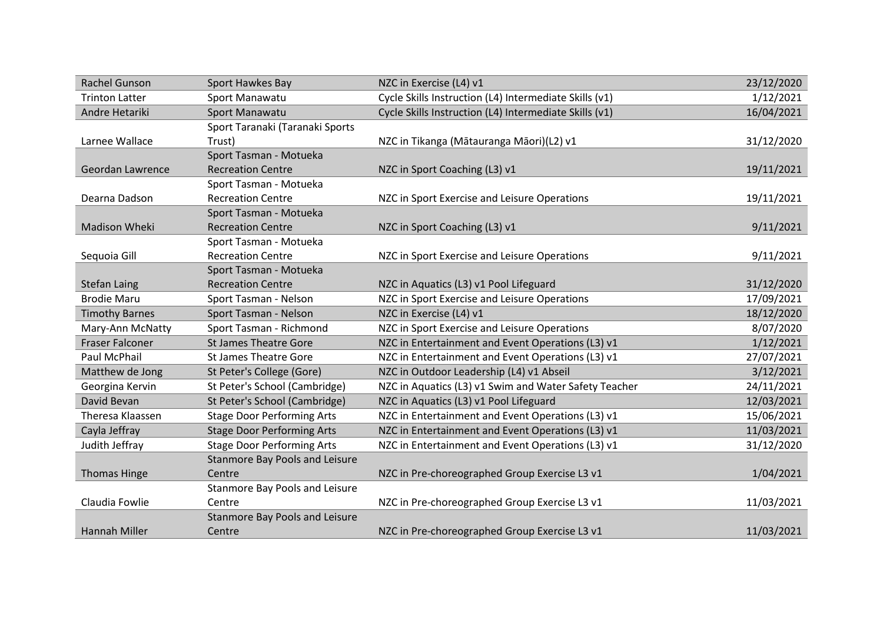| | | | |
|---|---|---|---|
| Rachel Gunson | Sport Hawkes Bay | NZC in Exercise (L4) v1 | 23/12/2020 |
| Trinton Latter | Sport Manawatu | Cycle Skills Instruction (L4) Intermediate Skills (v1) | 1/12/2021 |
| Andre Hetariki | Sport Manawatu | Cycle Skills Instruction (L4) Intermediate Skills (v1) | 16/04/2021 |
| Larnee Wallace | Sport Taranaki (Taranaki Sports Trust) | NZC in Tikanga (Mātauranga Māori)(L2) v1 | 31/12/2020 |
| Geordan Lawrence | Sport Tasman - Motueka Recreation Centre | NZC in Sport Coaching (L3) v1 | 19/11/2021 |
| Dearna Dadson | Sport Tasman - Motueka Recreation Centre | NZC in Sport Exercise and Leisure Operations | 19/11/2021 |
| Madison Wheki | Sport Tasman - Motueka Recreation Centre | NZC in Sport Coaching (L3) v1 | 9/11/2021 |
| Sequoia Gill | Sport Tasman - Motueka Recreation Centre | NZC in Sport Exercise and Leisure Operations | 9/11/2021 |
| Stefan Laing | Sport Tasman - Motueka Recreation Centre | NZC in Aquatics (L3) v1 Pool Lifeguard | 31/12/2020 |
| Brodie Maru | Sport Tasman - Nelson | NZC in Sport Exercise and Leisure Operations | 17/09/2021 |
| Timothy Barnes | Sport Tasman - Nelson | NZC in Exercise (L4) v1 | 18/12/2020 |
| Mary-Ann McNatty | Sport Tasman - Richmond | NZC in Sport Exercise and Leisure Operations | 8/07/2020 |
| Fraser Falconer | St James Theatre Gore | NZC in Entertainment and Event Operations (L3) v1 | 1/12/2021 |
| Paul McPhail | St James Theatre Gore | NZC in Entertainment and Event Operations (L3) v1 | 27/07/2021 |
| Matthew de Jong | St Peter's College (Gore) | NZC in Outdoor Leadership (L4) v1 Abseil | 3/12/2021 |
| Georgina Kervin | St Peter's School (Cambridge) | NZC in Aquatics (L3) v1 Swim and Water Safety Teacher | 24/11/2021 |
| David Bevan | St Peter's School (Cambridge) | NZC in Aquatics (L3) v1 Pool Lifeguard | 12/03/2021 |
| Theresa Klaassen | Stage Door Performing Arts | NZC in Entertainment and Event Operations (L3) v1 | 15/06/2021 |
| Cayla Jeffray | Stage Door Performing Arts | NZC in Entertainment and Event Operations (L3) v1 | 11/03/2021 |
| Judith Jeffray | Stage Door Performing Arts | NZC in Entertainment and Event Operations (L3) v1 | 31/12/2020 |
| Thomas Hinge | Stanmore Bay Pools and Leisure Centre | NZC in Pre-choreographed Group Exercise L3 v1 | 1/04/2021 |
| Claudia Fowlie | Stanmore Bay Pools and Leisure Centre | NZC in Pre-choreographed Group Exercise L3 v1 | 11/03/2021 |
| Hannah Miller | Stanmore Bay Pools and Leisure Centre | NZC in Pre-choreographed Group Exercise L3 v1 | 11/03/2021 |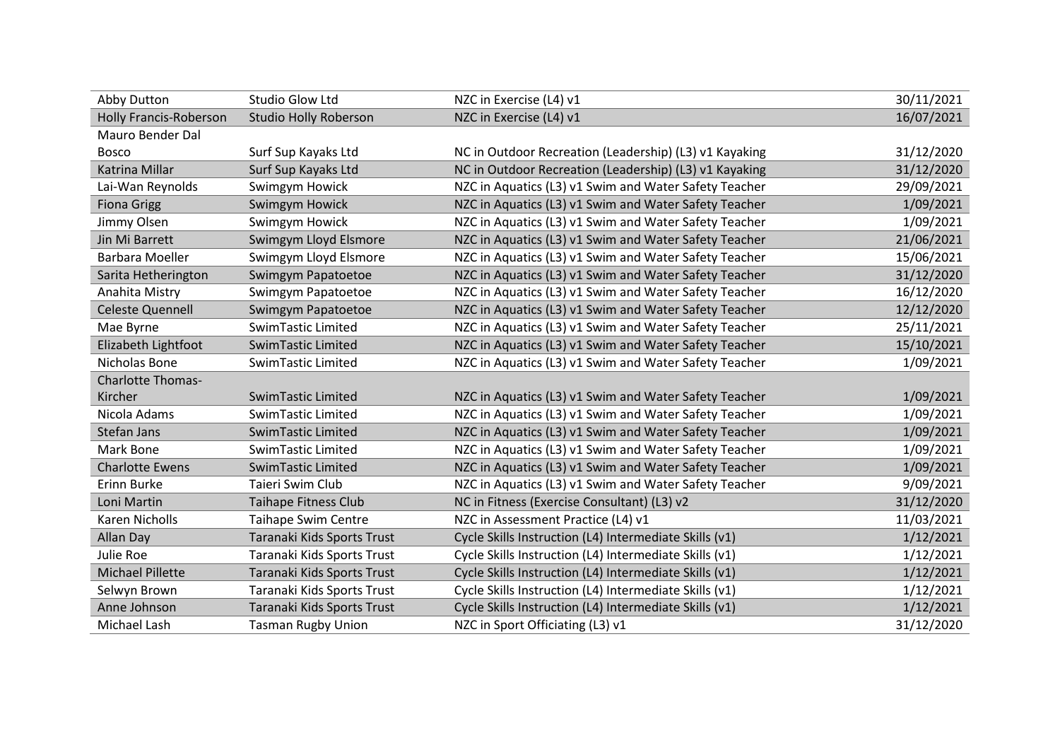| | | | |
|---|---|---|---|
| Abby Dutton | Studio Glow Ltd | NZC in Exercise (L4) v1 | 30/11/2021 |
| Holly Francis-Roberson | Studio Holly Roberson | NZC in Exercise (L4) v1 | 16/07/2021 |
| Mauro Bender Dal Bosco | Surf Sup Kayaks Ltd | NC in Outdoor Recreation (Leadership) (L3) v1 Kayaking | 31/12/2020 |
| Katrina Millar | Surf Sup Kayaks Ltd | NC in Outdoor Recreation (Leadership) (L3) v1 Kayaking | 31/12/2020 |
| Lai-Wan Reynolds | Swimgym Howick | NZC in Aquatics (L3) v1 Swim and Water Safety Teacher | 29/09/2021 |
| Fiona Grigg | Swimgym Howick | NZC in Aquatics (L3) v1 Swim and Water Safety Teacher | 1/09/2021 |
| Jimmy Olsen | Swimgym Howick | NZC in Aquatics (L3) v1 Swim and Water Safety Teacher | 1/09/2021 |
| Jin Mi Barrett | Swimgym Lloyd Elsmore | NZC in Aquatics (L3) v1 Swim and Water Safety Teacher | 21/06/2021 |
| Barbara Moeller | Swimgym Lloyd Elsmore | NZC in Aquatics (L3) v1 Swim and Water Safety Teacher | 15/06/2021 |
| Sarita Hetherington | Swimgym Papatoetoe | NZC in Aquatics (L3) v1 Swim and Water Safety Teacher | 31/12/2020 |
| Anahita Mistry | Swimgym Papatoetoe | NZC in Aquatics (L3) v1 Swim and Water Safety Teacher | 16/12/2020 |
| Celeste Quennell | Swimgym Papatoetoe | NZC in Aquatics (L3) v1 Swim and Water Safety Teacher | 12/12/2020 |
| Mae Byrne | SwimTastic Limited | NZC in Aquatics (L3) v1 Swim and Water Safety Teacher | 25/11/2021 |
| Elizabeth Lightfoot | SwimTastic Limited | NZC in Aquatics (L3) v1 Swim and Water Safety Teacher | 15/10/2021 |
| Nicholas Bone | SwimTastic Limited | NZC in Aquatics (L3) v1 Swim and Water Safety Teacher | 1/09/2021 |
| Charlotte Thomas-Kircher | SwimTastic Limited | NZC in Aquatics (L3) v1 Swim and Water Safety Teacher | 1/09/2021 |
| Nicola Adams | SwimTastic Limited | NZC in Aquatics (L3) v1 Swim and Water Safety Teacher | 1/09/2021 |
| Stefan Jans | SwimTastic Limited | NZC in Aquatics (L3) v1 Swim and Water Safety Teacher | 1/09/2021 |
| Mark Bone | SwimTastic Limited | NZC in Aquatics (L3) v1 Swim and Water Safety Teacher | 1/09/2021 |
| Charlotte Ewens | SwimTastic Limited | NZC in Aquatics (L3) v1 Swim and Water Safety Teacher | 1/09/2021 |
| Erinn Burke | Taieri Swim Club | NZC in Aquatics (L3) v1 Swim and Water Safety Teacher | 9/09/2021 |
| Loni Martin | Taihape Fitness Club | NC in Fitness (Exercise Consultant) (L3) v2 | 31/12/2020 |
| Karen Nicholls | Taihape Swim Centre | NZC in Assessment Practice (L4) v1 | 11/03/2021 |
| Allan Day | Taranaki Kids Sports Trust | Cycle Skills Instruction (L4) Intermediate Skills (v1) | 1/12/2021 |
| Julie Roe | Taranaki Kids Sports Trust | Cycle Skills Instruction (L4) Intermediate Skills (v1) | 1/12/2021 |
| Michael Pillette | Taranaki Kids Sports Trust | Cycle Skills Instruction (L4) Intermediate Skills (v1) | 1/12/2021 |
| Selwyn Brown | Taranaki Kids Sports Trust | Cycle Skills Instruction (L4) Intermediate Skills (v1) | 1/12/2021 |
| Anne Johnson | Taranaki Kids Sports Trust | Cycle Skills Instruction (L4) Intermediate Skills (v1) | 1/12/2021 |
| Michael Lash | Tasman Rugby Union | NZC in Sport Officiating (L3) v1 | 31/12/2020 |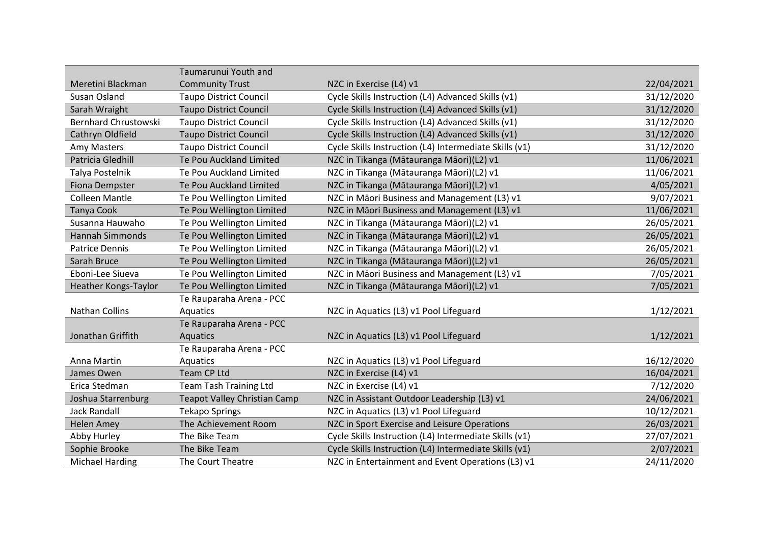| | | | |
|---|---|---|---|
| Meretini Blackman | Taumarunui Youth and Community Trust | NZC in Exercise (L4) v1 | 22/04/2021 |
| Susan Osland | Taupo District Council | Cycle Skills Instruction (L4) Advanced Skills (v1) | 31/12/2020 |
| Sarah Wraight | Taupo District Council | Cycle Skills Instruction (L4) Advanced Skills (v1) | 31/12/2020 |
| Bernhard Chrustowski | Taupo District Council | Cycle Skills Instruction (L4) Advanced Skills (v1) | 31/12/2020 |
| Cathryn Oldfield | Taupo District Council | Cycle Skills Instruction (L4) Advanced Skills (v1) | 31/12/2020 |
| Amy Masters | Taupo District Council | Cycle Skills Instruction (L4) Intermediate Skills (v1) | 31/12/2020 |
| Patricia Gledhill | Te Pou Auckland Limited | NZC in Tikanga (Mātauranga Māori)(L2) v1 | 11/06/2021 |
| Talya Postelnik | Te Pou Auckland Limited | NZC in Tikanga (Mātauranga Māori)(L2) v1 | 11/06/2021 |
| Fiona Dempster | Te Pou Auckland Limited | NZC in Tikanga (Mātauranga Māori)(L2) v1 | 4/05/2021 |
| Colleen Mantle | Te Pou Wellington Limited | NZC in Māori Business and Management (L3) v1 | 9/07/2021 |
| Tanya Cook | Te Pou Wellington Limited | NZC in Māori Business and Management (L3) v1 | 11/06/2021 |
| Susanna Hauwaho | Te Pou Wellington Limited | NZC in Tikanga (Mātauranga Māori)(L2) v1 | 26/05/2021 |
| Hannah Simmonds | Te Pou Wellington Limited | NZC in Tikanga (Mātauranga Māori)(L2) v1 | 26/05/2021 |
| Patrice Dennis | Te Pou Wellington Limited | NZC in Tikanga (Mātauranga Māori)(L2) v1 | 26/05/2021 |
| Sarah Bruce | Te Pou Wellington Limited | NZC in Tikanga (Mātauranga Māori)(L2) v1 | 26/05/2021 |
| Eboni-Lee Siueva | Te Pou Wellington Limited | NZC in Māori Business and Management (L3) v1 | 7/05/2021 |
| Heather Kongs-Taylor | Te Pou Wellington Limited | NZC in Tikanga (Mātauranga Māori)(L2) v1 | 7/05/2021 |
| Nathan Collins | Te Rauparaha Arena - PCC Aquatics | NZC in Aquatics (L3) v1 Pool Lifeguard | 1/12/2021 |
| Jonathan Griffith | Te Rauparaha Arena - PCC Aquatics | NZC in Aquatics (L3) v1 Pool Lifeguard | 1/12/2021 |
| Anna Martin | Te Rauparaha Arena - PCC Aquatics | NZC in Aquatics (L3) v1 Pool Lifeguard | 16/12/2020 |
| James Owen | Team CP Ltd | NZC in Exercise (L4) v1 | 16/04/2021 |
| Erica Stedman | Team Tash Training Ltd | NZC in Exercise (L4) v1 | 7/12/2020 |
| Joshua Starrenburg | Teapot Valley Christian Camp | NZC in Assistant Outdoor Leadership (L3) v1 | 24/06/2021 |
| Jack Randall | Tekapo Springs | NZC in Aquatics (L3) v1 Pool Lifeguard | 10/12/2021 |
| Helen Amey | The Achievement Room | NZC in Sport Exercise and Leisure Operations | 26/03/2021 |
| Abby Hurley | The Bike Team | Cycle Skills Instruction (L4) Intermediate Skills (v1) | 27/07/2021 |
| Sophie Brooke | The Bike Team | Cycle Skills Instruction (L4) Intermediate Skills (v1) | 2/07/2021 |
| Michael Harding | The Court Theatre | NZC in Entertainment and Event Operations (L3) v1 | 24/11/2020 |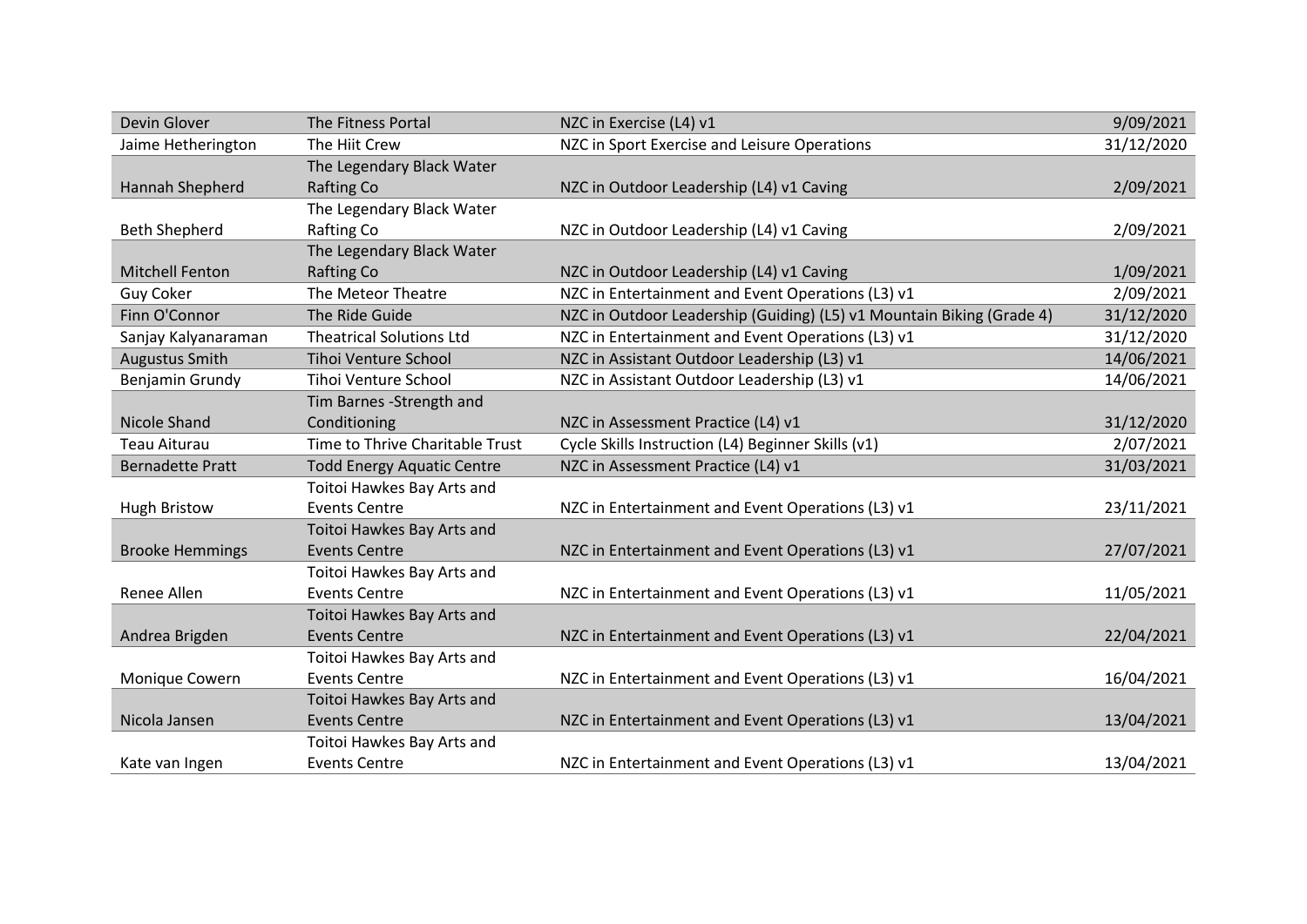| | | | |
|---|---|---|---|
| Devin Glover | The Fitness Portal | NZC in Exercise (L4) v1 | 9/09/2021 |
| Jaime Hetherington | The Hiit Crew | NZC in Sport Exercise and Leisure Operations | 31/12/2020 |
| Hannah Shepherd | The Legendary Black Water Rafting Co | NZC in Outdoor Leadership (L4) v1 Caving | 2/09/2021 |
| Beth Shepherd | The Legendary Black Water Rafting Co | NZC in Outdoor Leadership (L4) v1 Caving | 2/09/2021 |
| Mitchell Fenton | The Legendary Black Water Rafting Co | NZC in Outdoor Leadership (L4) v1 Caving | 1/09/2021 |
| Guy Coker | The Meteor Theatre | NZC in Entertainment and Event Operations (L3) v1 | 2/09/2021 |
| Finn O'Connor | The Ride Guide | NZC in Outdoor Leadership (Guiding) (L5) v1 Mountain Biking (Grade 4) | 31/12/2020 |
| Sanjay Kalyanaraman | Theatrical Solutions Ltd | NZC in Entertainment and Event Operations (L3) v1 | 31/12/2020 |
| Augustus Smith | Tihoi Venture School | NZC in Assistant Outdoor Leadership (L3) v1 | 14/06/2021 |
| Benjamin Grundy | Tihoi Venture School | NZC in Assistant Outdoor Leadership (L3) v1 | 14/06/2021 |
| Nicole Shand | Tim Barnes -Strength and Conditioning | NZC in Assessment Practice (L4) v1 | 31/12/2020 |
| Teau Aiturau | Time to Thrive Charitable Trust | Cycle Skills Instruction (L4) Beginner Skills (v1) | 2/07/2021 |
| Bernadette Pratt | Todd Energy Aquatic Centre | NZC in Assessment Practice (L4) v1 | 31/03/2021 |
| Hugh Bristow | Toitoi Hawkes Bay Arts and Events Centre | NZC in Entertainment and Event Operations (L3) v1 | 23/11/2021 |
| Brooke Hemmings | Toitoi Hawkes Bay Arts and Events Centre | NZC in Entertainment and Event Operations (L3) v1 | 27/07/2021 |
| Renee Allen | Toitoi Hawkes Bay Arts and Events Centre | NZC in Entertainment and Event Operations (L3) v1 | 11/05/2021 |
| Andrea Brigden | Toitoi Hawkes Bay Arts and Events Centre | NZC in Entertainment and Event Operations (L3) v1 | 22/04/2021 |
| Monique Cowern | Toitoi Hawkes Bay Arts and Events Centre | NZC in Entertainment and Event Operations (L3) v1 | 16/04/2021 |
| Nicola Jansen | Toitoi Hawkes Bay Arts and Events Centre | NZC in Entertainment and Event Operations (L3) v1 | 13/04/2021 |
| Kate van Ingen | Toitoi Hawkes Bay Arts and Events Centre | NZC in Entertainment and Event Operations (L3) v1 | 13/04/2021 |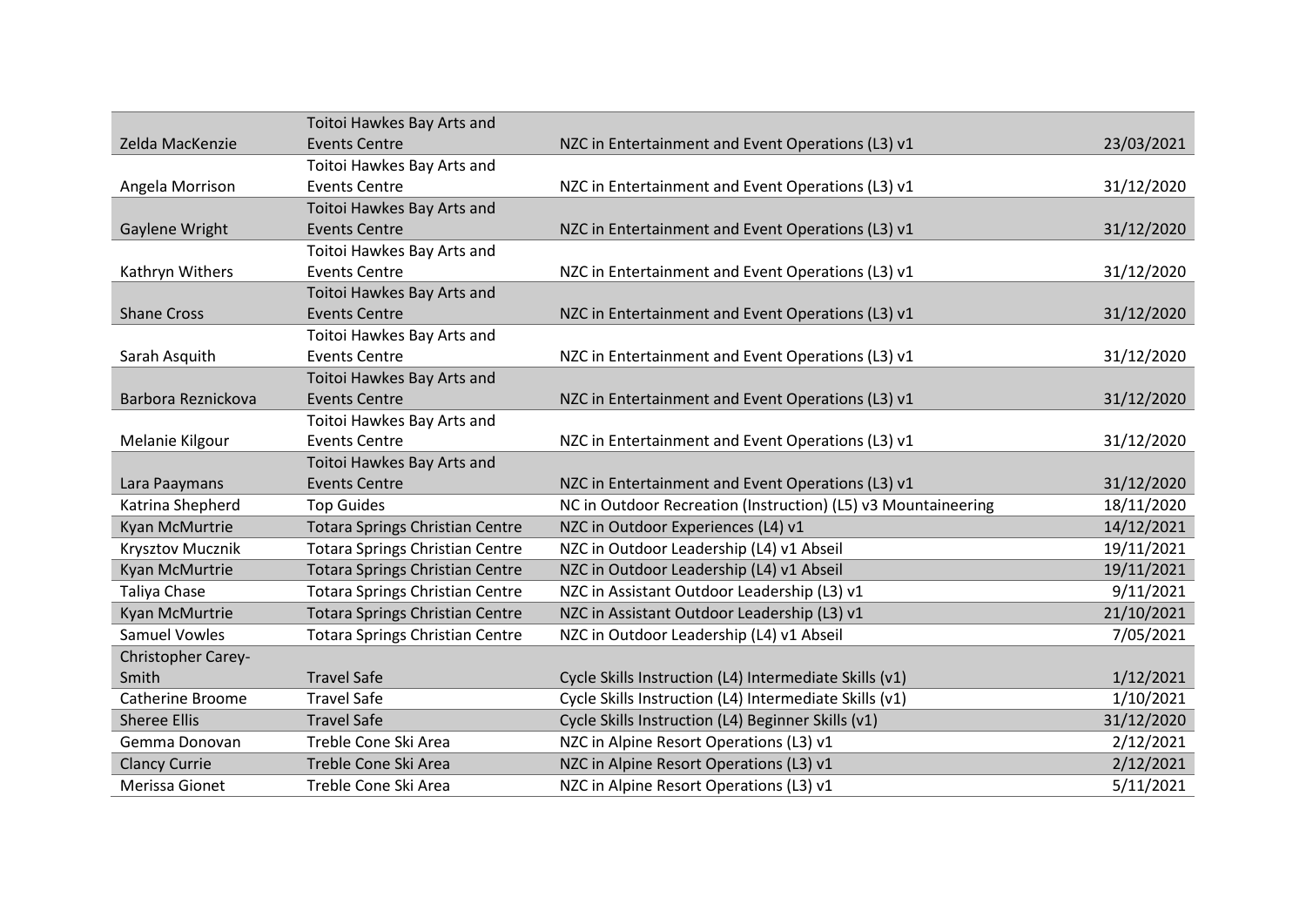| | | | |
|---|---|---|---|
| Zelda MacKenzie | Toitoi Hawkes Bay Arts and Events Centre | NZC in Entertainment and Event Operations (L3) v1 | 23/03/2021 |
| Angela Morrison | Toitoi Hawkes Bay Arts and Events Centre | NZC in Entertainment and Event Operations (L3) v1 | 31/12/2020 |
| Gaylene Wright | Toitoi Hawkes Bay Arts and Events Centre | NZC in Entertainment and Event Operations (L3) v1 | 31/12/2020 |
| Kathryn Withers | Toitoi Hawkes Bay Arts and Events Centre | NZC in Entertainment and Event Operations (L3) v1 | 31/12/2020 |
| Shane Cross | Toitoi Hawkes Bay Arts and Events Centre | NZC in Entertainment and Event Operations (L3) v1 | 31/12/2020 |
| Sarah Asquith | Toitoi Hawkes Bay Arts and Events Centre | NZC in Entertainment and Event Operations (L3) v1 | 31/12/2020 |
| Barbora Reznickova | Toitoi Hawkes Bay Arts and Events Centre | NZC in Entertainment and Event Operations (L3) v1 | 31/12/2020 |
| Melanie Kilgour | Toitoi Hawkes Bay Arts and Events Centre | NZC in Entertainment and Event Operations (L3) v1 | 31/12/2020 |
| Lara Paaymans | Toitoi Hawkes Bay Arts and Events Centre | NZC in Entertainment and Event Operations (L3) v1 | 31/12/2020 |
| Katrina Shepherd | Top Guides | NC in Outdoor Recreation (Instruction) (L5) v3 Mountaineering | 18/11/2020 |
| Kyan McMurtrie | Totara Springs Christian Centre | NZC in Outdoor Experiences (L4) v1 | 14/12/2021 |
| Krysztov Mucznik | Totara Springs Christian Centre | NZC in Outdoor Leadership (L4) v1 Abseil | 19/11/2021 |
| Kyan McMurtrie | Totara Springs Christian Centre | NZC in Outdoor Leadership (L4) v1 Abseil | 19/11/2021 |
| Taliya Chase | Totara Springs Christian Centre | NZC in Assistant Outdoor Leadership (L3) v1 | 9/11/2021 |
| Kyan McMurtrie | Totara Springs Christian Centre | NZC in Assistant Outdoor Leadership (L3) v1 | 21/10/2021 |
| Samuel Vowles | Totara Springs Christian Centre | NZC in Outdoor Leadership (L4) v1 Abseil | 7/05/2021 |
| Christopher Carey-Smith | Travel Safe | Cycle Skills Instruction (L4) Intermediate Skills (v1) | 1/12/2021 |
| Catherine Broome | Travel Safe | Cycle Skills Instruction (L4) Intermediate Skills (v1) | 1/10/2021 |
| Sheree Ellis | Travel Safe | Cycle Skills Instruction (L4) Beginner Skills (v1) | 31/12/2020 |
| Gemma Donovan | Treble Cone Ski Area | NZC in Alpine Resort Operations (L3) v1 | 2/12/2021 |
| Clancy Currie | Treble Cone Ski Area | NZC in Alpine Resort Operations (L3) v1 | 2/12/2021 |
| Merissa Gionet | Treble Cone Ski Area | NZC in Alpine Resort Operations (L3) v1 | 5/11/2021 |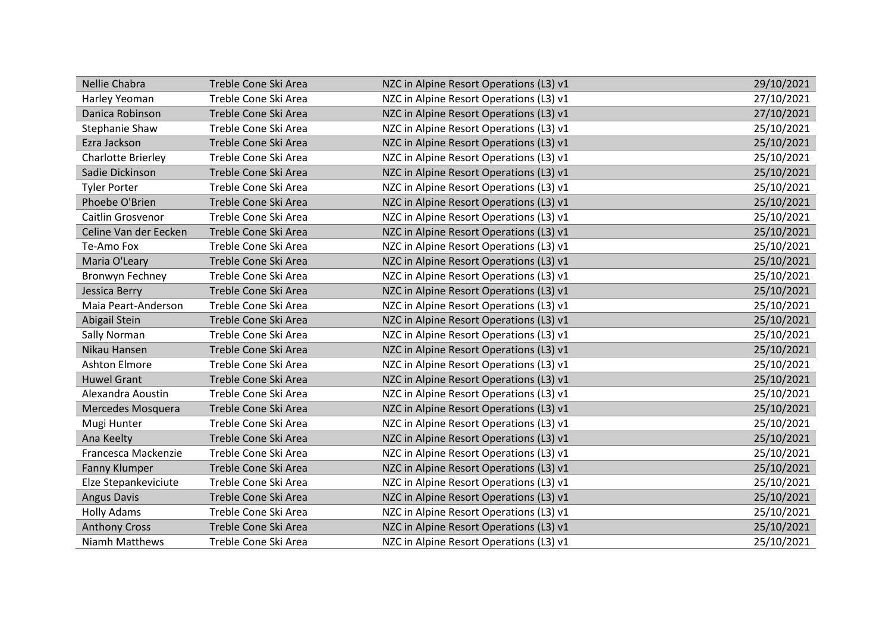| | | | |
|---|---|---|---|
| Nellie Chabra | Treble Cone Ski Area | NZC in Alpine Resort Operations (L3) v1 | 29/10/2021 |
| Harley Yeoman | Treble Cone Ski Area | NZC in Alpine Resort Operations (L3) v1 | 27/10/2021 |
| Danica Robinson | Treble Cone Ski Area | NZC in Alpine Resort Operations (L3) v1 | 27/10/2021 |
| Stephanie Shaw | Treble Cone Ski Area | NZC in Alpine Resort Operations (L3) v1 | 25/10/2021 |
| Ezra Jackson | Treble Cone Ski Area | NZC in Alpine Resort Operations (L3) v1 | 25/10/2021 |
| Charlotte Brierley | Treble Cone Ski Area | NZC in Alpine Resort Operations (L3) v1 | 25/10/2021 |
| Sadie Dickinson | Treble Cone Ski Area | NZC in Alpine Resort Operations (L3) v1 | 25/10/2021 |
| Tyler Porter | Treble Cone Ski Area | NZC in Alpine Resort Operations (L3) v1 | 25/10/2021 |
| Phoebe O'Brien | Treble Cone Ski Area | NZC in Alpine Resort Operations (L3) v1 | 25/10/2021 |
| Caitlin Grosvenor | Treble Cone Ski Area | NZC in Alpine Resort Operations (L3) v1 | 25/10/2021 |
| Celine Van der Eecken | Treble Cone Ski Area | NZC in Alpine Resort Operations (L3) v1 | 25/10/2021 |
| Te-Amo Fox | Treble Cone Ski Area | NZC in Alpine Resort Operations (L3) v1 | 25/10/2021 |
| Maria O'Leary | Treble Cone Ski Area | NZC in Alpine Resort Operations (L3) v1 | 25/10/2021 |
| Bronwyn Fechney | Treble Cone Ski Area | NZC in Alpine Resort Operations (L3) v1 | 25/10/2021 |
| Jessica Berry | Treble Cone Ski Area | NZC in Alpine Resort Operations (L3) v1 | 25/10/2021 |
| Maia Peart-Anderson | Treble Cone Ski Area | NZC in Alpine Resort Operations (L3) v1 | 25/10/2021 |
| Abigail Stein | Treble Cone Ski Area | NZC in Alpine Resort Operations (L3) v1 | 25/10/2021 |
| Sally Norman | Treble Cone Ski Area | NZC in Alpine Resort Operations (L3) v1 | 25/10/2021 |
| Nikau Hansen | Treble Cone Ski Area | NZC in Alpine Resort Operations (L3) v1 | 25/10/2021 |
| Ashton Elmore | Treble Cone Ski Area | NZC in Alpine Resort Operations (L3) v1 | 25/10/2021 |
| Huwel Grant | Treble Cone Ski Area | NZC in Alpine Resort Operations (L3) v1 | 25/10/2021 |
| Alexandra Aoustin | Treble Cone Ski Area | NZC in Alpine Resort Operations (L3) v1 | 25/10/2021 |
| Mercedes Mosquera | Treble Cone Ski Area | NZC in Alpine Resort Operations (L3) v1 | 25/10/2021 |
| Mugi Hunter | Treble Cone Ski Area | NZC in Alpine Resort Operations (L3) v1 | 25/10/2021 |
| Ana Keelty | Treble Cone Ski Area | NZC in Alpine Resort Operations (L3) v1 | 25/10/2021 |
| Francesca Mackenzie | Treble Cone Ski Area | NZC in Alpine Resort Operations (L3) v1 | 25/10/2021 |
| Fanny Klumper | Treble Cone Ski Area | NZC in Alpine Resort Operations (L3) v1 | 25/10/2021 |
| Elze Stepankeviciute | Treble Cone Ski Area | NZC in Alpine Resort Operations (L3) v1 | 25/10/2021 |
| Angus Davis | Treble Cone Ski Area | NZC in Alpine Resort Operations (L3) v1 | 25/10/2021 |
| Holly Adams | Treble Cone Ski Area | NZC in Alpine Resort Operations (L3) v1 | 25/10/2021 |
| Anthony Cross | Treble Cone Ski Area | NZC in Alpine Resort Operations (L3) v1 | 25/10/2021 |
| Niamh Matthews | Treble Cone Ski Area | NZC in Alpine Resort Operations (L3) v1 | 25/10/2021 |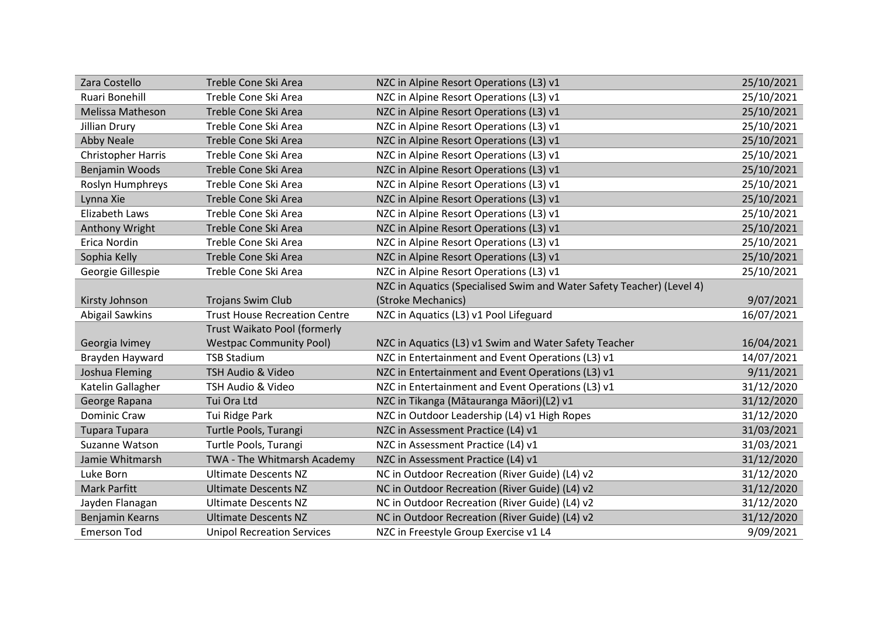| | | | |
|---|---|---|---|
| Zara Costello | Treble Cone Ski Area | NZC in Alpine Resort Operations (L3) v1 | 25/10/2021 |
| Ruari Bonehill | Treble Cone Ski Area | NZC in Alpine Resort Operations (L3) v1 | 25/10/2021 |
| Melissa Matheson | Treble Cone Ski Area | NZC in Alpine Resort Operations (L3) v1 | 25/10/2021 |
| Jillian Drury | Treble Cone Ski Area | NZC in Alpine Resort Operations (L3) v1 | 25/10/2021 |
| Abby Neale | Treble Cone Ski Area | NZC in Alpine Resort Operations (L3) v1 | 25/10/2021 |
| Christopher Harris | Treble Cone Ski Area | NZC in Alpine Resort Operations (L3) v1 | 25/10/2021 |
| Benjamin Woods | Treble Cone Ski Area | NZC in Alpine Resort Operations (L3) v1 | 25/10/2021 |
| Roslyn Humphreys | Treble Cone Ski Area | NZC in Alpine Resort Operations (L3) v1 | 25/10/2021 |
| Lynna Xie | Treble Cone Ski Area | NZC in Alpine Resort Operations (L3) v1 | 25/10/2021 |
| Elizabeth Laws | Treble Cone Ski Area | NZC in Alpine Resort Operations (L3) v1 | 25/10/2021 |
| Anthony Wright | Treble Cone Ski Area | NZC in Alpine Resort Operations (L3) v1 | 25/10/2021 |
| Erica Nordin | Treble Cone Ski Area | NZC in Alpine Resort Operations (L3) v1 | 25/10/2021 |
| Sophia Kelly | Treble Cone Ski Area | NZC in Alpine Resort Operations (L3) v1 | 25/10/2021 |
| Georgie Gillespie | Treble Cone Ski Area | NZC in Alpine Resort Operations (L3) v1 | 25/10/2021 |
| Kirsty Johnson | Trojans Swim Club | NZC in Aquatics (Specialised Swim and Water Safety Teacher) (Level 4) (Stroke Mechanics) | 9/07/2021 |
| Abigail Sawkins | Trust House Recreation Centre | NZC in Aquatics (L3) v1 Pool Lifeguard | 16/07/2021 |
| Georgia Ivimey | Trust Waikato Pool (formerly Westpac Community Pool) | NZC in Aquatics (L3) v1 Swim and Water Safety Teacher | 16/04/2021 |
| Brayden Hayward | TSB Stadium | NZC in Entertainment and Event Operations (L3) v1 | 14/07/2021 |
| Joshua Fleming | TSH Audio & Video | NZC in Entertainment and Event Operations (L3) v1 | 9/11/2021 |
| Katelin Gallagher | TSH Audio & Video | NZC in Entertainment and Event Operations (L3) v1 | 31/12/2020 |
| George Rapana | Tui Ora Ltd | NZC in Tikanga (Mātauranga Māori)(L2) v1 | 31/12/2020 |
| Dominic Craw | Tui Ridge Park | NZC in Outdoor Leadership (L4) v1 High Ropes | 31/12/2020 |
| Tupara Tupara | Turtle Pools, Turangi | NZC in Assessment Practice (L4) v1 | 31/03/2021 |
| Suzanne Watson | Turtle Pools, Turangi | NZC in Assessment Practice (L4) v1 | 31/03/2021 |
| Jamie Whitmarsh | TWA - The Whitmarsh Academy | NZC in Assessment Practice (L4) v1 | 31/12/2020 |
| Luke Born | Ultimate Descents NZ | NC in Outdoor Recreation (River Guide) (L4) v2 | 31/12/2020 |
| Mark Parfitt | Ultimate Descents NZ | NC in Outdoor Recreation (River Guide) (L4) v2 | 31/12/2020 |
| Jayden Flanagan | Ultimate Descents NZ | NC in Outdoor Recreation (River Guide) (L4) v2 | 31/12/2020 |
| Benjamin Kearns | Ultimate Descents NZ | NC in Outdoor Recreation (River Guide) (L4) v2 | 31/12/2020 |
| Emerson Tod | Unipol Recreation Services | NZC in Freestyle Group Exercise v1 L4 | 9/09/2021 |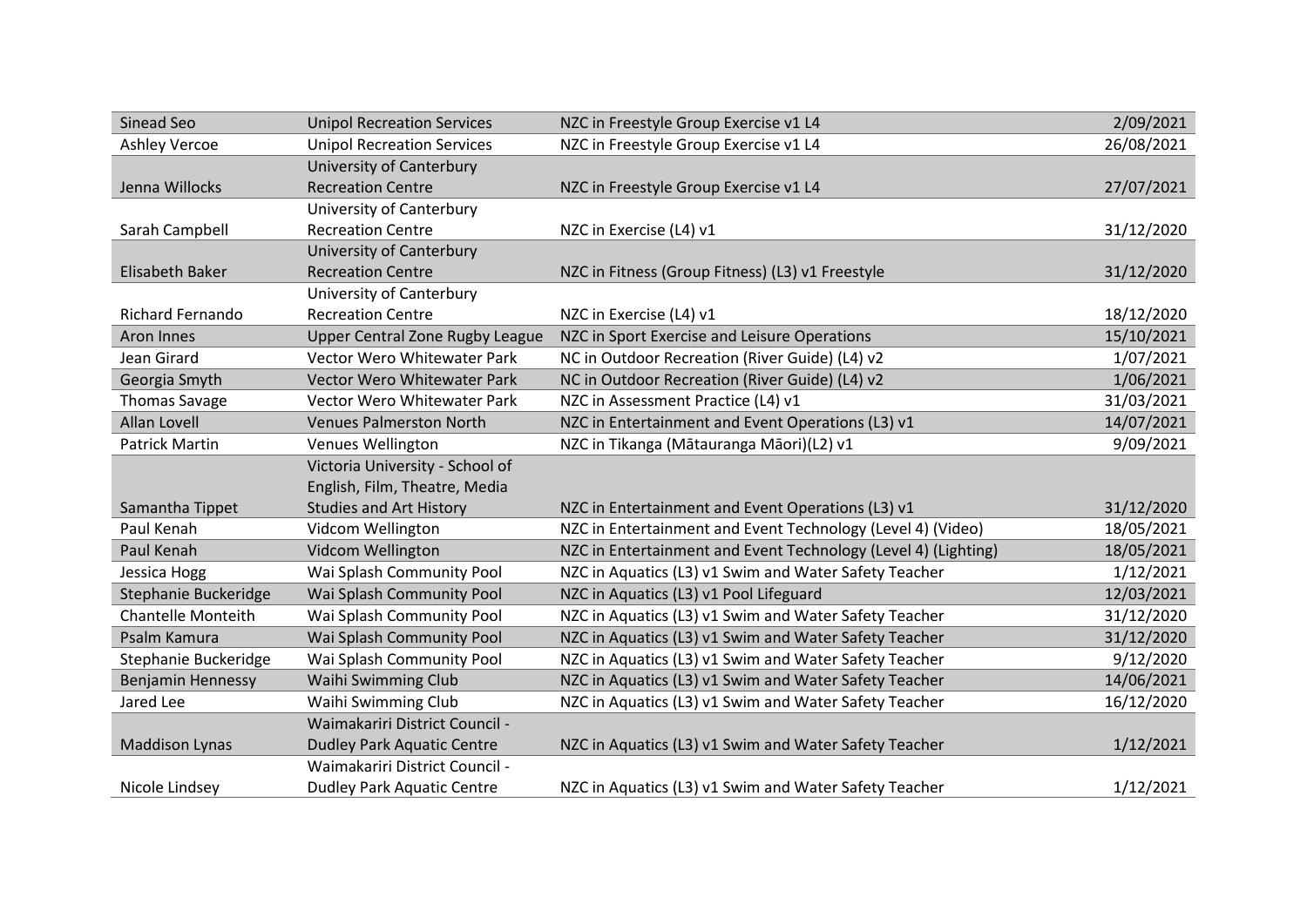| | | | |
|---|---|---|---|
| Sinead Seo | Unipol Recreation Services | NZC in Freestyle Group Exercise v1 L4 | 2/09/2021 |
| Ashley Vercoe | Unipol Recreation Services | NZC in Freestyle Group Exercise v1 L4 | 26/08/2021 |
| Jenna Willocks | University of Canterbury Recreation Centre | NZC in Freestyle Group Exercise v1 L4 | 27/07/2021 |
| Sarah Campbell | University of Canterbury Recreation Centre | NZC in Exercise (L4) v1 | 31/12/2020 |
| Elisabeth Baker | University of Canterbury Recreation Centre | NZC in Fitness (Group Fitness) (L3) v1 Freestyle | 31/12/2020 |
| Richard Fernando | University of Canterbury Recreation Centre | NZC in Exercise (L4) v1 | 18/12/2020 |
| Aron Innes | Upper Central Zone Rugby League | NZC in Sport Exercise and Leisure Operations | 15/10/2021 |
| Jean Girard | Vector Wero Whitewater Park | NC in Outdoor Recreation (River Guide) (L4) v2 | 1/07/2021 |
| Georgia Smyth | Vector Wero Whitewater Park | NC in Outdoor Recreation (River Guide) (L4) v2 | 1/06/2021 |
| Thomas Savage | Vector Wero Whitewater Park | NZC in Assessment Practice (L4) v1 | 31/03/2021 |
| Allan Lovell | Venues Palmerston North | NZC in Entertainment and Event Operations (L3) v1 | 14/07/2021 |
| Patrick Martin | Venues Wellington | NZC in Tikanga (Mātauranga Māori)(L2) v1 | 9/09/2021 |
| Samantha Tippet | Victoria University - School of English, Film, Theatre, Media Studies and Art History | NZC in Entertainment and Event Operations (L3) v1 | 31/12/2020 |
| Paul Kenah | Vidcom Wellington | NZC in Entertainment and Event Technology (Level 4) (Video) | 18/05/2021 |
| Paul Kenah | Vidcom Wellington | NZC in Entertainment and Event Technology (Level 4) (Lighting) | 18/05/2021 |
| Jessica Hogg | Wai Splash Community Pool | NZC in Aquatics (L3) v1 Swim and Water Safety Teacher | 1/12/2021 |
| Stephanie Buckeridge | Wai Splash Community Pool | NZC in Aquatics (L3) v1 Pool Lifeguard | 12/03/2021 |
| Chantelle Monteith | Wai Splash Community Pool | NZC in Aquatics (L3) v1 Swim and Water Safety Teacher | 31/12/2020 |
| Psalm Kamura | Wai Splash Community Pool | NZC in Aquatics (L3) v1 Swim and Water Safety Teacher | 31/12/2020 |
| Stephanie Buckeridge | Wai Splash Community Pool | NZC in Aquatics (L3) v1 Swim and Water Safety Teacher | 9/12/2020 |
| Benjamin Hennessy | Waihi Swimming Club | NZC in Aquatics (L3) v1 Swim and Water Safety Teacher | 14/06/2021 |
| Jared Lee | Waihi Swimming Club | NZC in Aquatics (L3) v1 Swim and Water Safety Teacher | 16/12/2020 |
| Maddison Lynas | Waimakariri District Council - Dudley Park Aquatic Centre | NZC in Aquatics (L3) v1 Swim and Water Safety Teacher | 1/12/2021 |
| Nicole Lindsey | Waimakariri District Council - Dudley Park Aquatic Centre | NZC in Aquatics (L3) v1 Swim and Water Safety Teacher | 1/12/2021 |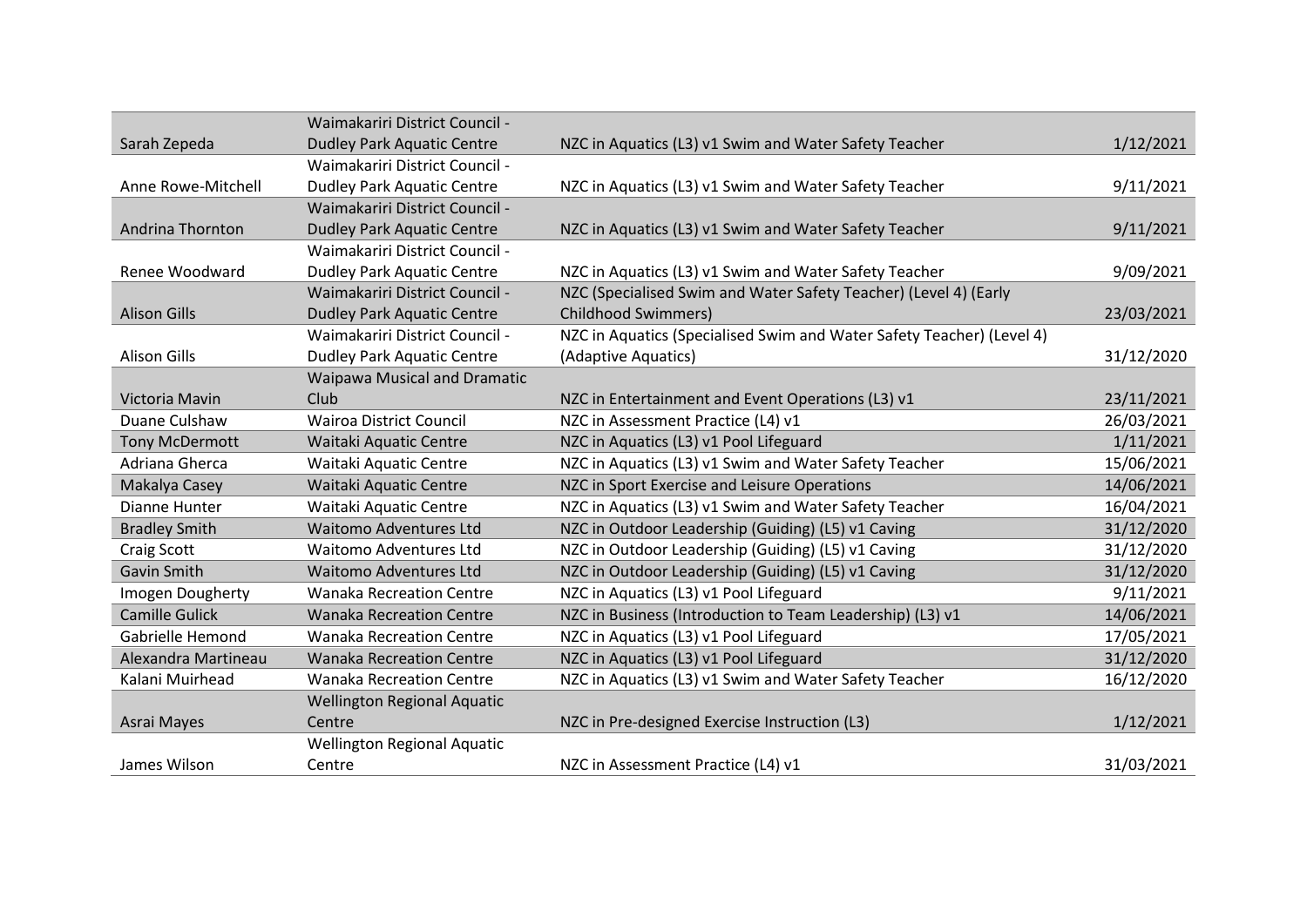| | | | |
|---|---|---|---|
| Sarah Zepeda | Waimakariri District Council - Dudley Park Aquatic Centre | NZC in Aquatics (L3) v1 Swim and Water Safety Teacher | 1/12/2021 |
| Anne Rowe-Mitchell | Waimakariri District Council - Dudley Park Aquatic Centre | NZC in Aquatics (L3) v1 Swim and Water Safety Teacher | 9/11/2021 |
| Andrina Thornton | Waimakariri District Council - Dudley Park Aquatic Centre | NZC in Aquatics (L3) v1 Swim and Water Safety Teacher | 9/11/2021 |
| Renee Woodward | Waimakariri District Council - Dudley Park Aquatic Centre | NZC in Aquatics (L3) v1 Swim and Water Safety Teacher | 9/09/2021 |
| Alison Gills | Waimakariri District Council - Dudley Park Aquatic Centre | NZC (Specialised Swim and Water Safety Teacher) (Level 4) (Early Childhood Swimmers) | 23/03/2021 |
| Alison Gills | Waimakariri District Council - Dudley Park Aquatic Centre | NZC in Aquatics (Specialised Swim and Water Safety Teacher) (Level 4) (Adaptive Aquatics) | 31/12/2020 |
| Victoria Mavin | Waipawa Musical and Dramatic Club | NZC in Entertainment and Event Operations (L3) v1 | 23/11/2021 |
| Duane Culshaw | Wairoa District Council | NZC in Assessment Practice (L4) v1 | 26/03/2021 |
| Tony McDermott | Waitaki Aquatic Centre | NZC in Aquatics (L3) v1 Pool Lifeguard | 1/11/2021 |
| Adriana Gherca | Waitaki Aquatic Centre | NZC in Aquatics (L3) v1 Swim and Water Safety Teacher | 15/06/2021 |
| Makalya Casey | Waitaki Aquatic Centre | NZC in Sport Exercise and Leisure Operations | 14/06/2021 |
| Dianne Hunter | Waitaki Aquatic Centre | NZC in Aquatics (L3) v1 Swim and Water Safety Teacher | 16/04/2021 |
| Bradley Smith | Waitomo Adventures Ltd | NZC in Outdoor Leadership (Guiding) (L5) v1 Caving | 31/12/2020 |
| Craig Scott | Waitomo Adventures Ltd | NZC in Outdoor Leadership (Guiding) (L5) v1 Caving | 31/12/2020 |
| Gavin Smith | Waitomo Adventures Ltd | NZC in Outdoor Leadership (Guiding) (L5) v1 Caving | 31/12/2020 |
| Imogen Dougherty | Wanaka Recreation Centre | NZC in Aquatics (L3) v1 Pool Lifeguard | 9/11/2021 |
| Camille Gulick | Wanaka Recreation Centre | NZC in Business (Introduction to Team Leadership) (L3) v1 | 14/06/2021 |
| Gabrielle Hemond | Wanaka Recreation Centre | NZC in Aquatics (L3) v1 Pool Lifeguard | 17/05/2021 |
| Alexandra Martineau | Wanaka Recreation Centre | NZC in Aquatics (L3) v1 Pool Lifeguard | 31/12/2020 |
| Kalani Muirhead | Wanaka Recreation Centre | NZC in Aquatics (L3) v1 Swim and Water Safety Teacher | 16/12/2020 |
| Asrai Mayes | Wellington Regional Aquatic Centre | NZC in Pre-designed Exercise Instruction (L3) | 1/12/2021 |
| James Wilson | Wellington Regional Aquatic Centre | NZC in Assessment Practice (L4) v1 | 31/03/2021 |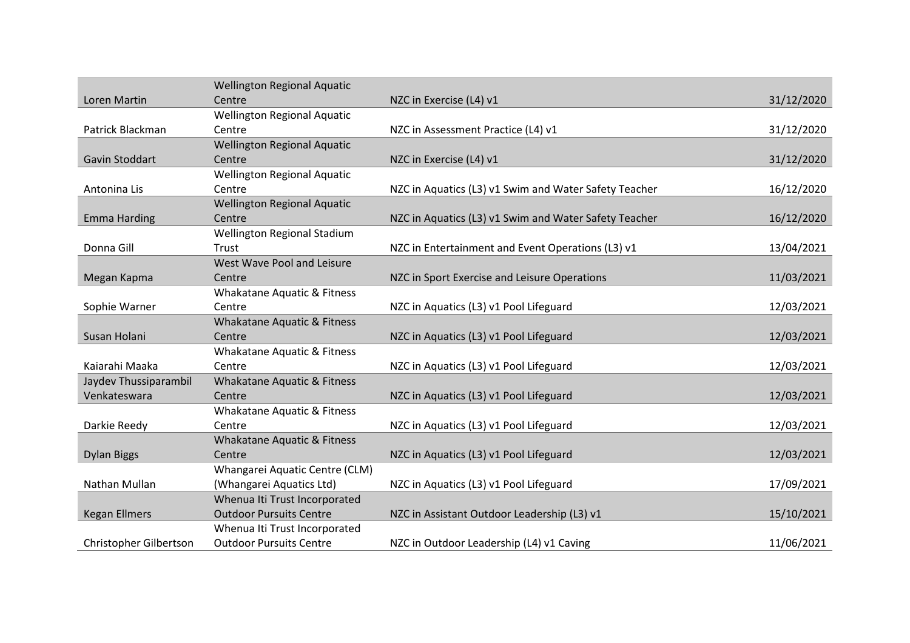| | | | |
|---|---|---|---|
| Loren Martin | Wellington Regional Aquatic Centre | NZC in Exercise (L4) v1 | 31/12/2020 |
| Patrick Blackman | Wellington Regional Aquatic Centre | NZC in Assessment Practice (L4) v1 | 31/12/2020 |
| Gavin Stoddart | Wellington Regional Aquatic Centre | NZC in Exercise (L4) v1 | 31/12/2020 |
| Antonina Lis | Wellington Regional Aquatic Centre | NZC in Aquatics (L3) v1 Swim and Water Safety Teacher | 16/12/2020 |
| Emma Harding | Wellington Regional Aquatic Centre | NZC in Aquatics (L3) v1 Swim and Water Safety Teacher | 16/12/2020 |
| Donna Gill | Wellington Regional Stadium Trust | NZC in Entertainment and Event Operations (L3) v1 | 13/04/2021 |
| Megan Kapma | West Wave Pool and Leisure Centre | NZC in Sport Exercise and Leisure Operations | 11/03/2021 |
| Sophie Warner | Whakatane Aquatic & Fitness Centre | NZC in Aquatics (L3) v1 Pool Lifeguard | 12/03/2021 |
| Susan Holani | Whakatane Aquatic & Fitness Centre | NZC in Aquatics (L3) v1 Pool Lifeguard | 12/03/2021 |
| Kaiarahi Maaka | Whakatane Aquatic & Fitness Centre | NZC in Aquatics (L3) v1 Pool Lifeguard | 12/03/2021 |
| Jaydev Thussiparambil Venkateswara | Whakatane Aquatic & Fitness Centre | NZC in Aquatics (L3) v1 Pool Lifeguard | 12/03/2021 |
| Darkie Reedy | Whakatane Aquatic & Fitness Centre | NZC in Aquatics (L3) v1 Pool Lifeguard | 12/03/2021 |
| Dylan Biggs | Whakatane Aquatic & Fitness Centre | NZC in Aquatics (L3) v1 Pool Lifeguard | 12/03/2021 |
| Nathan Mullan | Whangarei Aquatic Centre (CLM) (Whangarei Aquatics Ltd) | NZC in Aquatics (L3) v1 Pool Lifeguard | 17/09/2021 |
| Kegan Ellmers | Whenua Iti Trust Incorporated Outdoor Pursuits Centre | NZC in Assistant Outdoor Leadership (L3) v1 | 15/10/2021 |
| Christopher Gilbertson | Whenua Iti Trust Incorporated Outdoor Pursuits Centre | NZC in Outdoor Leadership (L4) v1 Caving | 11/06/2021 |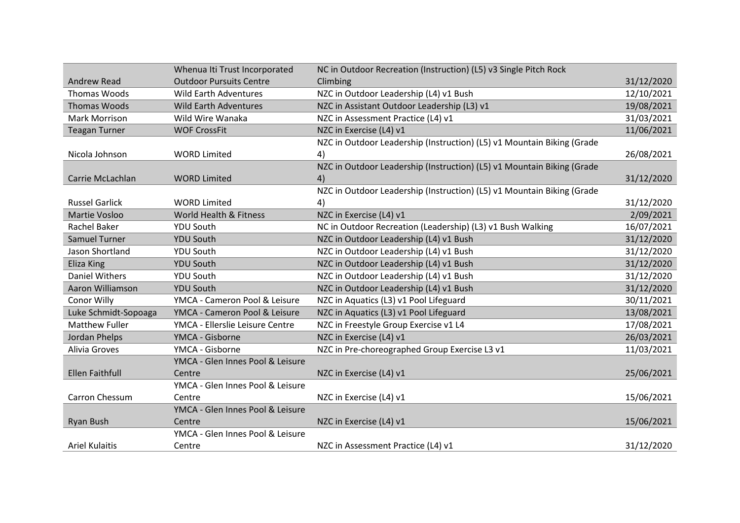| | | | |
|---|---|---|---|
| Andrew Read | Whenua Iti Trust Incorporated Outdoor Pursuits Centre | NC in Outdoor Recreation (Instruction) (L5) v3 Single Pitch Rock Climbing | 31/12/2020 |
| Thomas Woods | Wild Earth Adventures | NZC in Outdoor Leadership (L4) v1 Bush | 12/10/2021 |
| Thomas Woods | Wild Earth Adventures | NZC in Assistant Outdoor Leadership (L3) v1 | 19/08/2021 |
| Mark Morrison | Wild Wire Wanaka | NZC in Assessment Practice (L4) v1 | 31/03/2021 |
| Teagan Turner | WOF CrossFit | NZC in Exercise (L4) v1 | 11/06/2021 |
| Nicola Johnson | WORD Limited | NZC in Outdoor Leadership (Instruction) (L5) v1 Mountain Biking (Grade 4) | 26/08/2021 |
| Carrie McLachlan | WORD Limited | NZC in Outdoor Leadership (Instruction) (L5) v1 Mountain Biking (Grade 4) | 31/12/2020 |
| Russel Garlick | WORD Limited | NZC in Outdoor Leadership (Instruction) (L5) v1 Mountain Biking (Grade 4) | 31/12/2020 |
| Martie Vosloo | World Health & Fitness | NZC in Exercise (L4) v1 | 2/09/2021 |
| Rachel Baker | YDU South | NC in Outdoor Recreation (Leadership) (L3) v1 Bush Walking | 16/07/2021 |
| Samuel Turner | YDU South | NZC in Outdoor Leadership (L4) v1 Bush | 31/12/2020 |
| Jason Shortland | YDU South | NZC in Outdoor Leadership (L4) v1 Bush | 31/12/2020 |
| Eliza King | YDU South | NZC in Outdoor Leadership (L4) v1 Bush | 31/12/2020 |
| Daniel Withers | YDU South | NZC in Outdoor Leadership (L4) v1 Bush | 31/12/2020 |
| Aaron Williamson | YDU South | NZC in Outdoor Leadership (L4) v1 Bush | 31/12/2020 |
| Conor Willy | YMCA - Cameron Pool & Leisure | NZC in Aquatics (L3) v1 Pool Lifeguard | 30/11/2021 |
| Luke Schmidt-Sopoaga | YMCA - Cameron Pool & Leisure | NZC in Aquatics (L3) v1 Pool Lifeguard | 13/08/2021 |
| Matthew Fuller | YMCA - Ellerslie Leisure Centre | NZC in Freestyle Group Exercise v1 L4 | 17/08/2021 |
| Jordan Phelps | YMCA - Gisborne | NZC in Exercise (L4) v1 | 26/03/2021 |
| Alivia Groves | YMCA - Gisborne | NZC in Pre-choreographed Group Exercise L3 v1 | 11/03/2021 |
| Ellen Faithfull | YMCA - Glen Innes Pool & Leisure Centre | NZC in Exercise (L4) v1 | 25/06/2021 |
| Carron Chessum | YMCA - Glen Innes Pool & Leisure Centre | NZC in Exercise (L4) v1 | 15/06/2021 |
| Ryan Bush | YMCA - Glen Innes Pool & Leisure Centre | NZC in Exercise (L4) v1 | 15/06/2021 |
| Ariel Kulaitis | YMCA - Glen Innes Pool & Leisure Centre | NZC in Assessment Practice (L4) v1 | 31/12/2020 |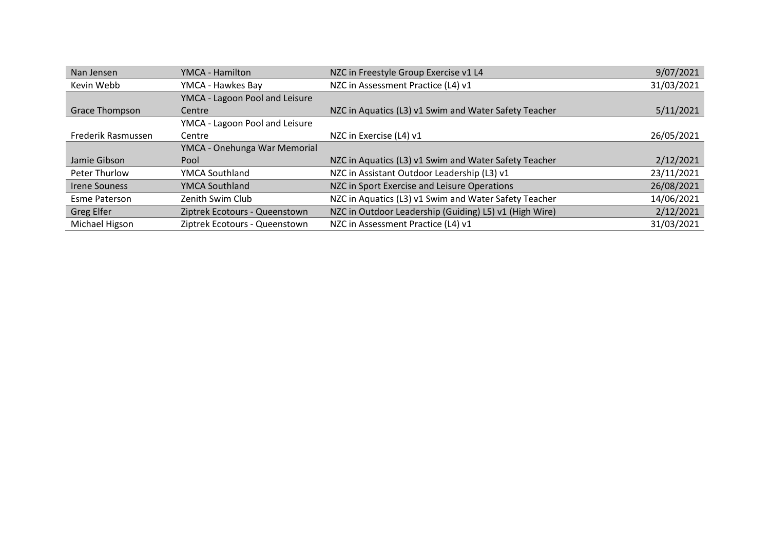| | | | |
|---|---|---|---|
| Nan Jensen | YMCA - Hamilton | NZC in Freestyle Group Exercise v1 L4 | 9/07/2021 |
| Kevin Webb | YMCA - Hawkes Bay | NZC in Assessment Practice (L4) v1 | 31/03/2021 |
| Grace Thompson | YMCA - Lagoon Pool and Leisure Centre | NZC in Aquatics (L3) v1 Swim and Water Safety Teacher | 5/11/2021 |
| Frederik Rasmussen | YMCA - Lagoon Pool and Leisure Centre | NZC in Exercise (L4) v1 | 26/05/2021 |
| Jamie Gibson | YMCA - Onehunga War Memorial Pool | NZC in Aquatics (L3) v1 Swim and Water Safety Teacher | 2/12/2021 |
| Peter Thurlow | YMCA Southland | NZC in Assistant Outdoor Leadership (L3) v1 | 23/11/2021 |
| Irene Souness | YMCA Southland | NZC in Sport Exercise and Leisure Operations | 26/08/2021 |
| Esme Paterson | Zenith Swim Club | NZC in Aquatics (L3) v1 Swim and Water Safety Teacher | 14/06/2021 |
| Greg Elfer | Ziptrek Ecotours - Queenstown | NZC in Outdoor Leadership (Guiding) L5) v1 (High Wire) | 2/12/2021 |
| Michael Higson | Ziptrek Ecotours - Queenstown | NZC in Assessment Practice (L4) v1 | 31/03/2021 |